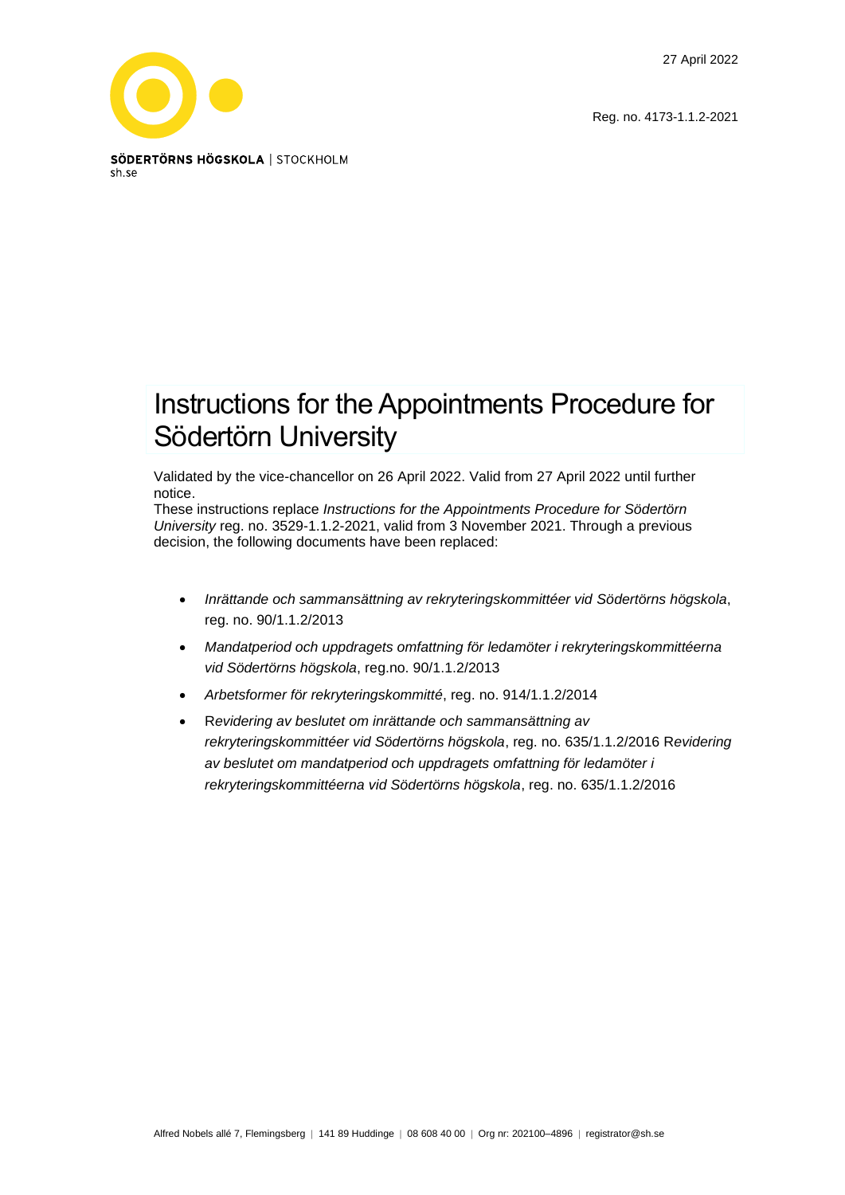27 April 2022

Reg. no. 4173-1.1.2-2021

SÖDERTÖRNS HÖGSKOLA | STOCKHOLM
sh.se

# Instructions for the Appointments Procedure for Södertörn University

Validated by the vice-chancellor on 26 April 2022. Valid from 27 April 2022 until further notice.
These instructions replace *Instructions for the Appointments Procedure for Södertörn University* reg. no. 3529-1.1.2-2021, valid from 3 November 2021. Through a previous decision, the following documents have been replaced:

- *Inrättande och sammansättning av rekryteringskommittéer vid Södertörns högskola*, reg. no. 90/1.1.2/2013
- *Mandatperiod och uppdragets omfattning för ledamöter i rekryteringskommittéerna vid Södertörns högskola*, reg.no. 90/1.1.2/2013
- *Arbetsformer för rekryteringskommitté*, reg. no. 914/1.1.2/2014
- R*evidering av beslutet om inrättande och sammansättning av rekryteringskommittéer vid Södertörns högskola*, reg. no. 635/1.1.2/2016 R*evidering av beslutet om mandatperiod och uppdragets omfattning för ledamöter i rekryteringskommittéerna vid Södertörns högskola*, reg. no. 635/1.1.2/2016

Alfred Nobels allé 7, Flemingsberg | 141 89 Huddinge | 08 608 40 00 | Org nr: 202100–4896 | registrator@sh.se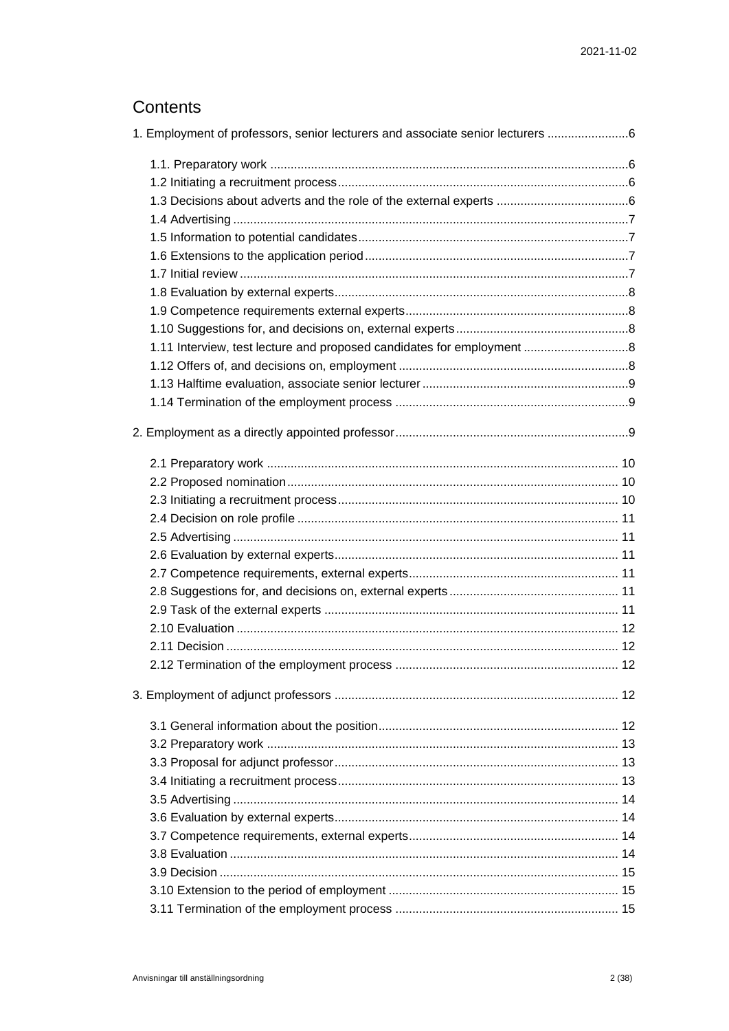# Contents

1. Employment of professors, senior lecturers and associate senior lecturers ........................6
   - 1.1. Preparatory work .........................................................................................................6
   - 1.2 Initiating a recruitment process.....................................................................................6
   - 1.3 Decisions about adverts and the role of the external experts .......................................6
   - 1.4 Advertising ....................................................................................................................7
   - 1.5 Information to potential candidates................................................................................7
   - 1.6 Extensions to the application period..............................................................................7
   - 1.7 Initial review ...................................................................................................................7
   - 1.8 Evaluation by external experts.......................................................................................8
   - 1.9 Competence requirements external experts..................................................................8
   - 1.10 Suggestions for, and decisions on, external experts...................................................8
   - 1.11 Interview, test lecture and proposed candidates for employment ...............................8
   - 1.12 Offers of, and decisions on, employment ....................................................................8
   - 1.13 Halftime evaluation, associate senior lecturer .............................................................9
   - 1.14 Termination of the employment process .....................................................................9

2. Employment as a directly appointed professor.....................................................................9
   - 2.1 Preparatory work ....................................................................................................... 10
   - 2.2 Proposed nomination................................................................................................. 10
   - 2.3 Initiating a recruitment process.................................................................................. 10
   - 2.4 Decision on role profile .............................................................................................. 11
   - 2.5 Advertising ................................................................................................................. 11
   - 2.6 Evaluation by external experts.................................................................................... 11
   - 2.7 Competence requirements, external experts.............................................................. 11
   - 2.8 Suggestions for, and decisions on, external experts.................................................. 11
   - 2.9 Task of the external experts ....................................................................................... 11
   - 2.10 Evaluation ................................................................................................................ 12
   - 2.11 Decision ................................................................................................................... 12
   - 2.12 Termination of the employment process .................................................................. 12

3. Employment of adjunct professors .................................................................................... 12
   - 3.1 General information about the position....................................................................... 12
   - 3.2 Preparatory work ....................................................................................................... 13
   - 3.3 Proposal for adjunct professor.................................................................................... 13
   - 3.4 Initiating a recruitment process.................................................................................. 13
   - 3.5 Advertising ................................................................................................................. 14
   - 3.6 Evaluation by external experts.................................................................................... 14
   - 3.7 Competence requirements, external experts.............................................................. 14
   - 3.8 Evaluation .................................................................................................................. 14
   - 3.9 Decision ..................................................................................................................... 15
   - 3.10 Extension to the period of employment .................................................................... 15
   - 3.11 Termination of the employment process .................................................................. 15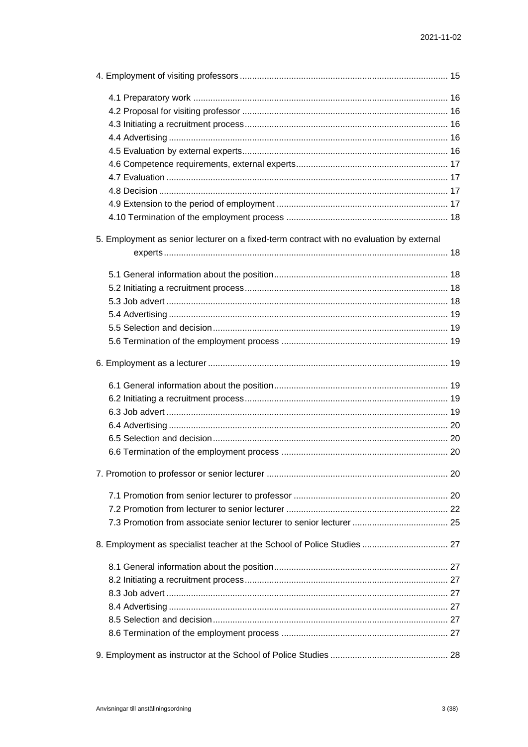4. Employment of visiting professors ... 15

- 4.1 Preparatory work ... 16
- 4.2 Proposal for visiting professor ... 16
- 4.3 Initiating a recruitment process ... 16
- 4.4 Advertising ... 16
- 4.5 Evaluation by external experts ... 16
- 4.6 Competence requirements, external experts ... 17
- 4.7 Evaluation ... 17
- 4.8 Decision ... 17
- 4.9 Extension to the period of employment ... 17
- 4.10 Termination of the employment process ... 18

5. Employment as senior lecturer on a fixed-term contract with no evaluation by external experts ... 18

- 5.1 General information about the position ... 18
- 5.2 Initiating a recruitment process ... 18
- 5.3 Job advert ... 18
- 5.4 Advertising ... 19
- 5.5 Selection and decision ... 19
- 5.6 Termination of the employment process ... 19

6. Employment as a lecturer ... 19

- 6.1 General information about the position ... 19
- 6.2 Initiating a recruitment process ... 19
- 6.3 Job advert ... 19
- 6.4 Advertising ... 20
- 6.5 Selection and decision ... 20
- 6.6 Termination of the employment process ... 20

7. Promotion to professor or senior lecturer ... 20

- 7.1 Promotion from senior lecturer to professor ... 20
- 7.2 Promotion from lecturer to senior lecturer ... 22
- 7.3 Promotion from associate senior lecturer to senior lecturer ... 25

8. Employment as specialist teacher at the School of Police Studies ... 27

- 8.1 General information about the position ... 27
- 8.2 Initiating a recruitment process ... 27
- 8.3 Job advert ... 27
- 8.4 Advertising ... 27
- 8.5 Selection and decision ... 27
- 8.6 Termination of the employment process ... 27

9. Employment as instructor at the School of Police Studies ... 28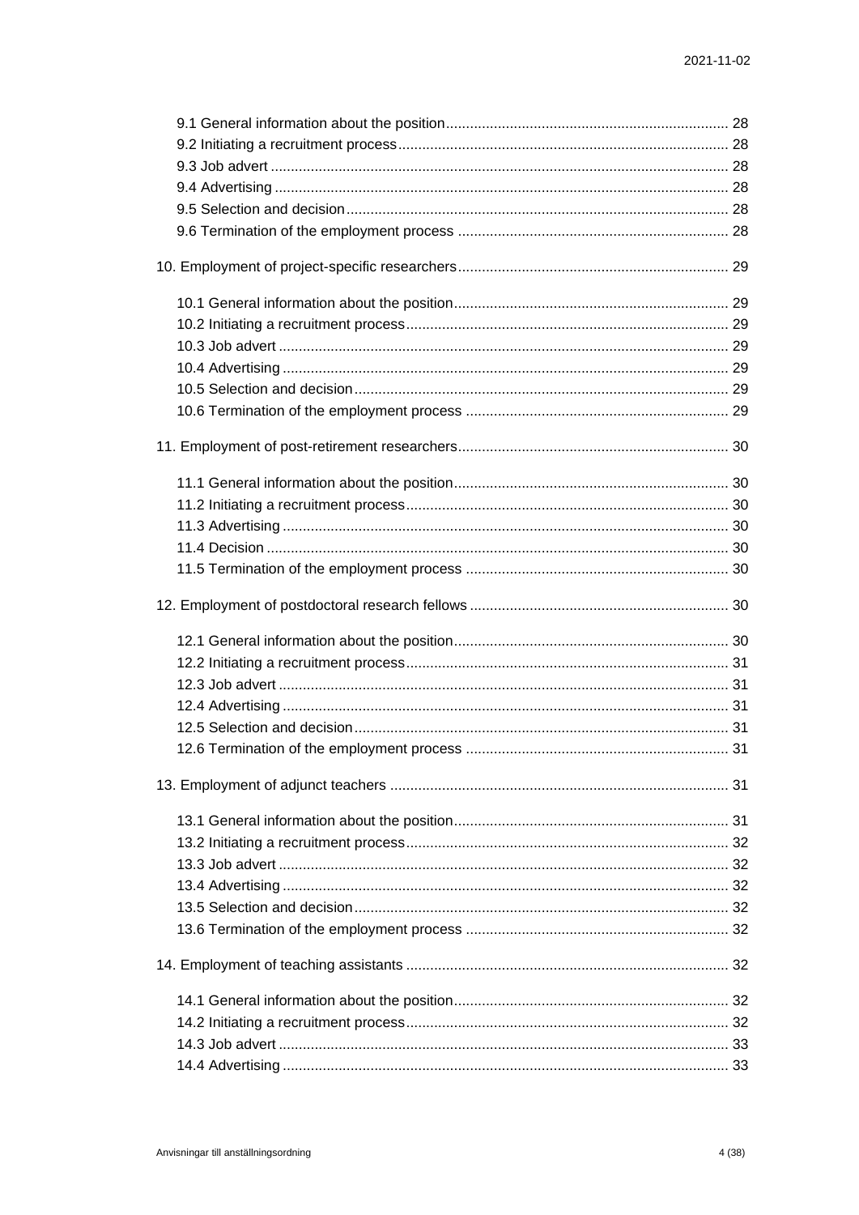9.1 General information about the position ...... 28
9.2 Initiating a recruitment process ...... 28
9.3 Job advert ...... 28
9.4 Advertising ...... 28
9.5 Selection and decision ...... 28
9.6 Termination of the employment process ...... 28

10. Employment of project-specific researchers ...... 29

10.1 General information about the position ...... 29
10.2 Initiating a recruitment process ...... 29
10.3 Job advert ...... 29
10.4 Advertising ...... 29
10.5 Selection and decision ...... 29
10.6 Termination of the employment process ...... 29

11. Employment of post-retirement researchers ...... 30

11.1 General information about the position ...... 30
11.2 Initiating a recruitment process ...... 30
11.3 Advertising ...... 30
11.4 Decision ...... 30
11.5 Termination of the employment process ...... 30

12. Employment of postdoctoral research fellows ...... 30

12.1 General information about the position ...... 30
12.2 Initiating a recruitment process ...... 31
12.3 Job advert ...... 31
12.4 Advertising ...... 31
12.5 Selection and decision ...... 31
12.6 Termination of the employment process ...... 31

13. Employment of adjunct teachers ...... 31

13.1 General information about the position ...... 31
13.2 Initiating a recruitment process ...... 32
13.3 Job advert ...... 32
13.4 Advertising ...... 32
13.5 Selection and decision ...... 32
13.6 Termination of the employment process ...... 32

14. Employment of teaching assistants ...... 32

14.1 General information about the position ...... 32
14.2 Initiating a recruitment process ...... 32
14.3 Job advert ...... 33
14.4 Advertising ...... 33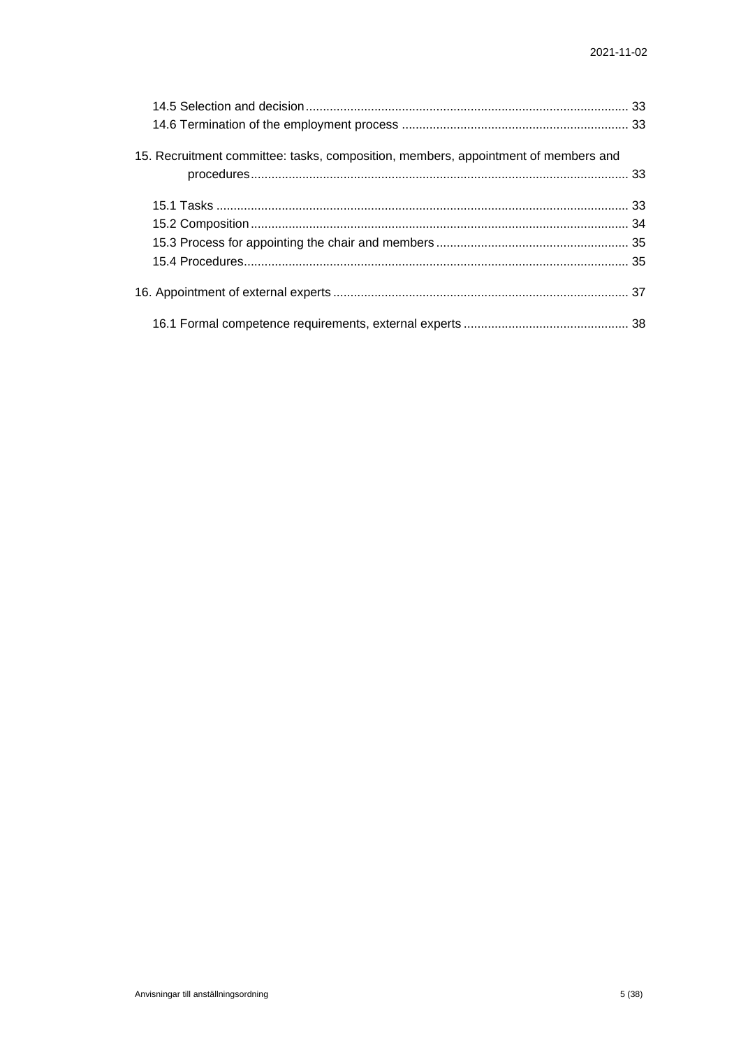14.5 Selection and decision ........................................................................................... 33
14.6 Termination of the employment process ................................................................. 33

15. Recruitment committee: tasks, composition, members, appointment of members and procedures ............................................................................................................. 33

15.1 Tasks ....................................................................................................................... 33
15.2 Composition ............................................................................................................. 34
15.3 Process for appointing the chair and members ........................................................ 35
15.4 Procedures ............................................................................................................... 35

16. Appointment of external experts ..................................................................................... 37

16.1 Formal competence requirements, external experts ................................................ 38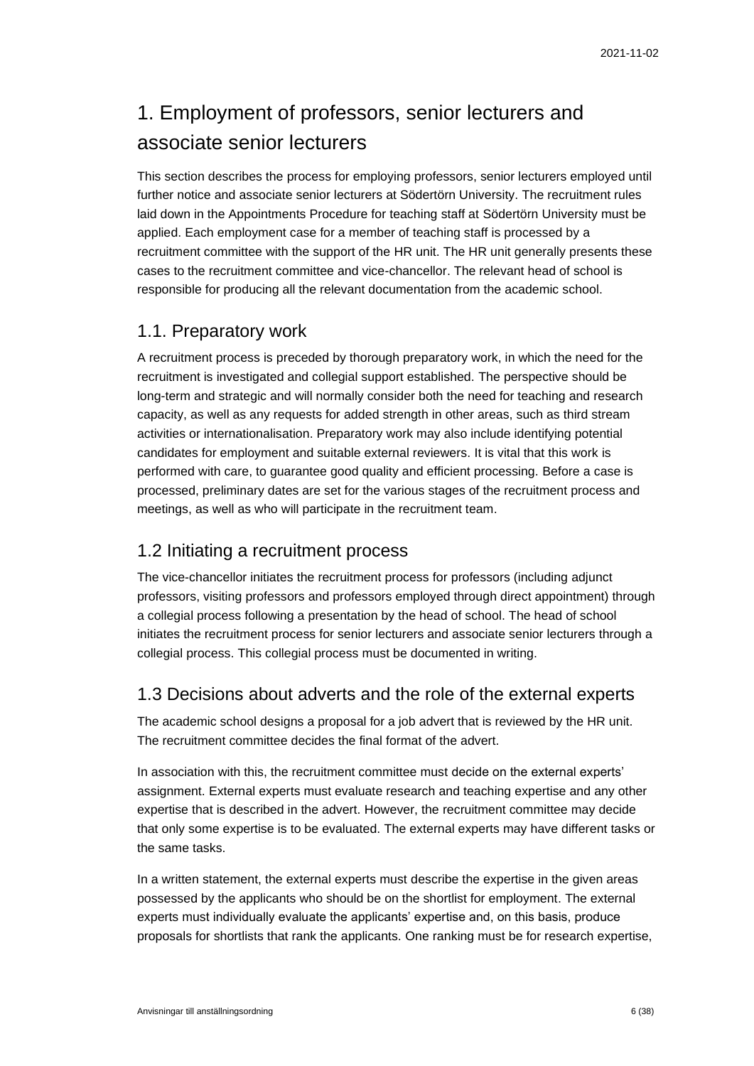# 1. Employment of professors, senior lecturers and associate senior lecturers

This section describes the process for employing professors, senior lecturers employed until further notice and associate senior lecturers at Södertörn University. The recruitment rules laid down in the Appointments Procedure for teaching staff at Södertörn University must be applied. Each employment case for a member of teaching staff is processed by a recruitment committee with the support of the HR unit. The HR unit generally presents these cases to the recruitment committee and vice-chancellor. The relevant head of school is responsible for producing all the relevant documentation from the academic school.

## 1.1. Preparatory work

A recruitment process is preceded by thorough preparatory work, in which the need for the recruitment is investigated and collegial support established. The perspective should be long-term and strategic and will normally consider both the need for teaching and research capacity, as well as any requests for added strength in other areas, such as third stream activities or internationalisation. Preparatory work may also include identifying potential candidates for employment and suitable external reviewers. It is vital that this work is performed with care, to guarantee good quality and efficient processing. Before a case is processed, preliminary dates are set for the various stages of the recruitment process and meetings, as well as who will participate in the recruitment team.

## 1.2 Initiating a recruitment process

The vice-chancellor initiates the recruitment process for professors (including adjunct professors, visiting professors and professors employed through direct appointment) through a collegial process following a presentation by the head of school. The head of school initiates the recruitment process for senior lecturers and associate senior lecturers through a collegial process. This collegial process must be documented in writing.

## 1.3 Decisions about adverts and the role of the external experts

The academic school designs a proposal for a job advert that is reviewed by the HR unit. The recruitment committee decides the final format of the advert.

In association with this, the recruitment committee must decide on the external experts' assignment. External experts must evaluate research and teaching expertise and any other expertise that is described in the advert. However, the recruitment committee may decide that only some expertise is to be evaluated. The external experts may have different tasks or the same tasks.

In a written statement, the external experts must describe the expertise in the given areas possessed by the applicants who should be on the shortlist for employment. The external experts must individually evaluate the applicants' expertise and, on this basis, produce proposals for shortlists that rank the applicants. One ranking must be for research expertise,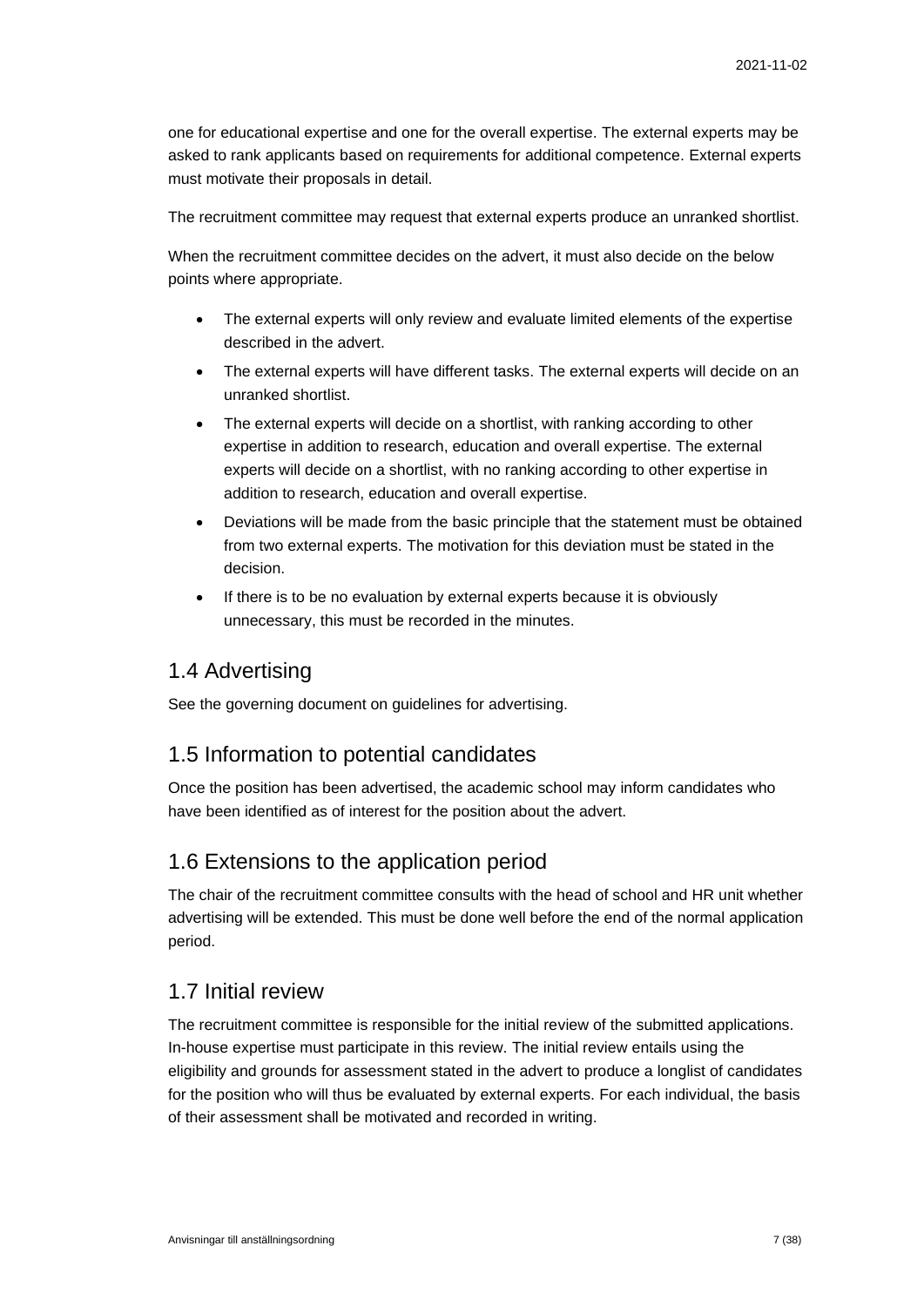one for educational expertise and one for the overall expertise. The external experts may be asked to rank applicants based on requirements for additional competence. External experts must motivate their proposals in detail.

The recruitment committee may request that external experts produce an unranked shortlist.

When the recruitment committee decides on the advert, it must also decide on the below points where appropriate.

- The external experts will only review and evaluate limited elements of the expertise described in the advert.
- The external experts will have different tasks. The external experts will decide on an unranked shortlist.
- The external experts will decide on a shortlist, with ranking according to other expertise in addition to research, education and overall expertise. The external experts will decide on a shortlist, with no ranking according to other expertise in addition to research, education and overall expertise.
- Deviations will be made from the basic principle that the statement must be obtained from two external experts. The motivation for this deviation must be stated in the decision.
- If there is to be no evaluation by external experts because it is obviously unnecessary, this must be recorded in the minutes.

## 1.4 Advertising

See the governing document on guidelines for advertising.

## 1.5 Information to potential candidates

Once the position has been advertised, the academic school may inform candidates who have been identified as of interest for the position about the advert.

## 1.6 Extensions to the application period

The chair of the recruitment committee consults with the head of school and HR unit whether advertising will be extended. This must be done well before the end of the normal application period.

## 1.7 Initial review

The recruitment committee is responsible for the initial review of the submitted applications. In-house expertise must participate in this review. The initial review entails using the eligibility and grounds for assessment stated in the advert to produce a longlist of candidates for the position who will thus be evaluated by external experts. For each individual, the basis of their assessment shall be motivated and recorded in writing.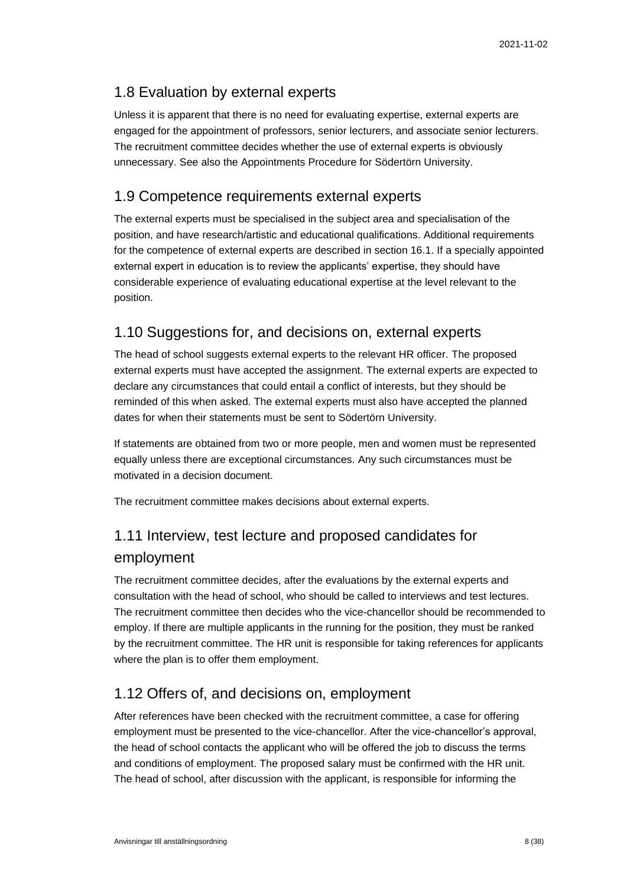## 1.8 Evaluation by external experts

Unless it is apparent that there is no need for evaluating expertise, external experts are engaged for the appointment of professors, senior lecturers, and associate senior lecturers. The recruitment committee decides whether the use of external experts is obviously unnecessary. See also the Appointments Procedure for Södertörn University.

## 1.9 Competence requirements external experts

The external experts must be specialised in the subject area and specialisation of the position, and have research/artistic and educational qualifications. Additional requirements for the competence of external experts are described in section 16.1. If a specially appointed external expert in education is to review the applicants' expertise, they should have considerable experience of evaluating educational expertise at the level relevant to the position.

## 1.10 Suggestions for, and decisions on, external experts

The head of school suggests external experts to the relevant HR officer. The proposed external experts must have accepted the assignment. The external experts are expected to declare any circumstances that could entail a conflict of interests, but they should be reminded of this when asked. The external experts must also have accepted the planned dates for when their statements must be sent to Södertörn University.

If statements are obtained from two or more people, men and women must be represented equally unless there are exceptional circumstances. Any such circumstances must be motivated in a decision document.

The recruitment committee makes decisions about external experts.

## 1.11 Interview, test lecture and proposed candidates for employment

The recruitment committee decides, after the evaluations by the external experts and consultation with the head of school, who should be called to interviews and test lectures. The recruitment committee then decides who the vice-chancellor should be recommended to employ. If there are multiple applicants in the running for the position, they must be ranked by the recruitment committee. The HR unit is responsible for taking references for applicants where the plan is to offer them employment.

## 1.12 Offers of, and decisions on, employment

After references have been checked with the recruitment committee, a case for offering employment must be presented to the vice-chancellor. After the vice-chancellor's approval, the head of school contacts the applicant who will be offered the job to discuss the terms and conditions of employment. The proposed salary must be confirmed with the HR unit. The head of school, after discussion with the applicant, is responsible for informing the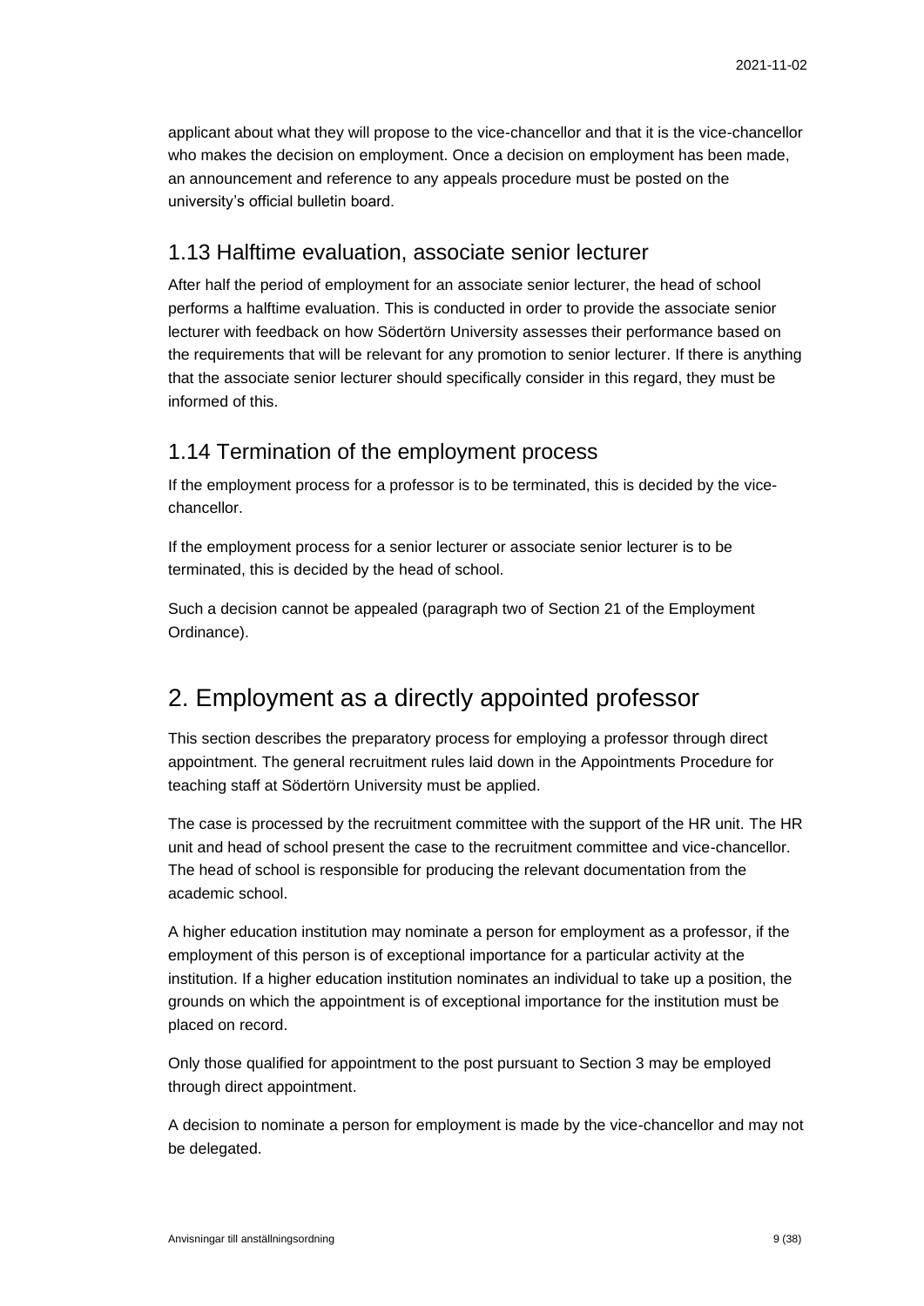applicant about what they will propose to the vice-chancellor and that it is the vice-chancellor who makes the decision on employment. Once a decision on employment has been made, an announcement and reference to any appeals procedure must be posted on the university's official bulletin board.

### 1.13 Halftime evaluation, associate senior lecturer

After half the period of employment for an associate senior lecturer, the head of school performs a halftime evaluation. This is conducted in order to provide the associate senior lecturer with feedback on how Södertörn University assesses their performance based on the requirements that will be relevant for any promotion to senior lecturer. If there is anything that the associate senior lecturer should specifically consider in this regard, they must be informed of this.

### 1.14 Termination of the employment process

If the employment process for a professor is to be terminated, this is decided by the vice-chancellor.

If the employment process for a senior lecturer or associate senior lecturer is to be terminated, this is decided by the head of school.

Such a decision cannot be appealed (paragraph two of Section 21 of the Employment Ordinance).

## 2. Employment as a directly appointed professor

This section describes the preparatory process for employing a professor through direct appointment. The general recruitment rules laid down in the Appointments Procedure for teaching staff at Södertörn University must be applied.

The case is processed by the recruitment committee with the support of the HR unit. The HR unit and head of school present the case to the recruitment committee and vice-chancellor. The head of school is responsible for producing the relevant documentation from the academic school.

A higher education institution may nominate a person for employment as a professor, if the employment of this person is of exceptional importance for a particular activity at the institution. If a higher education institution nominates an individual to take up a position, the grounds on which the appointment is of exceptional importance for the institution must be placed on record.

Only those qualified for appointment to the post pursuant to Section 3 may be employed through direct appointment.

A decision to nominate a person for employment is made by the vice-chancellor and may not be delegated.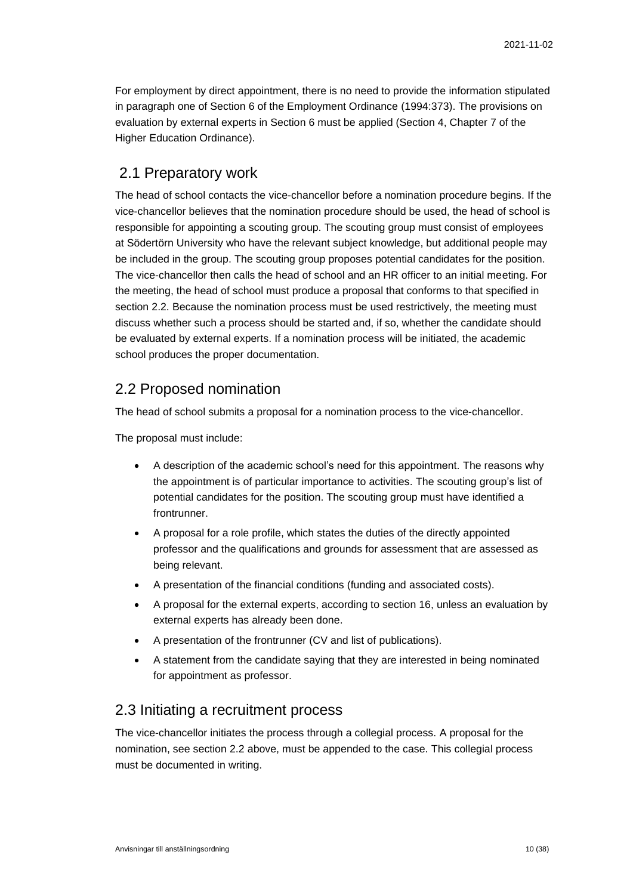For employment by direct appointment, there is no need to provide the information stipulated in paragraph one of Section 6 of the Employment Ordinance (1994:373). The provisions on evaluation by external experts in Section 6 must be applied (Section 4, Chapter 7 of the Higher Education Ordinance).

## 2.1 Preparatory work

The head of school contacts the vice-chancellor before a nomination procedure begins. If the vice-chancellor believes that the nomination procedure should be used, the head of school is responsible for appointing a scouting group. The scouting group must consist of employees at Södertörn University who have the relevant subject knowledge, but additional people may be included in the group. The scouting group proposes potential candidates for the position. The vice-chancellor then calls the head of school and an HR officer to an initial meeting. For the meeting, the head of school must produce a proposal that conforms to that specified in section 2.2. Because the nomination process must be used restrictively, the meeting must discuss whether such a process should be started and, if so, whether the candidate should be evaluated by external experts. If a nomination process will be initiated, the academic school produces the proper documentation.

## 2.2 Proposed nomination

The head of school submits a proposal for a nomination process to the vice-chancellor.

The proposal must include:

- A description of the academic school's need for this appointment. The reasons why the appointment is of particular importance to activities. The scouting group's list of potential candidates for the position. The scouting group must have identified a frontrunner.
- A proposal for a role profile, which states the duties of the directly appointed professor and the qualifications and grounds for assessment that are assessed as being relevant.
- A presentation of the financial conditions (funding and associated costs).
- A proposal for the external experts, according to section 16, unless an evaluation by external experts has already been done.
- A presentation of the frontrunner (CV and list of publications).
- A statement from the candidate saying that they are interested in being nominated for appointment as professor.

## 2.3 Initiating a recruitment process

The vice-chancellor initiates the process through a collegial process. A proposal for the nomination, see section 2.2 above, must be appended to the case. This collegial process must be documented in writing.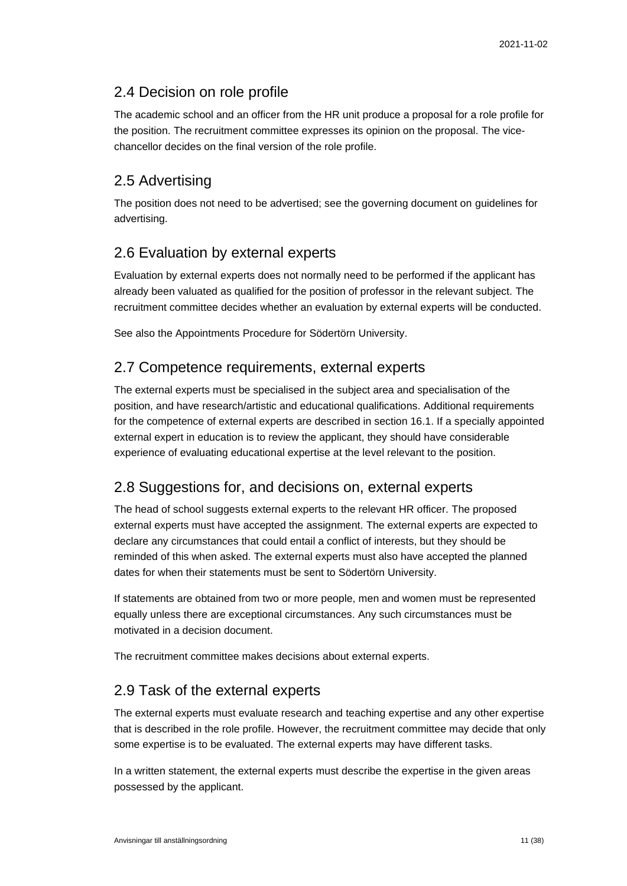## 2.4 Decision on role profile

The academic school and an officer from the HR unit produce a proposal for a role profile for the position. The recruitment committee expresses its opinion on the proposal. The vice-chancellor decides on the final version of the role profile.

## 2.5 Advertising

The position does not need to be advertised; see the governing document on guidelines for advertising.

## 2.6 Evaluation by external experts

Evaluation by external experts does not normally need to be performed if the applicant has already been valuated as qualified for the position of professor in the relevant subject. The recruitment committee decides whether an evaluation by external experts will be conducted.

See also the Appointments Procedure for Södertörn University.

## 2.7 Competence requirements, external experts

The external experts must be specialised in the subject area and specialisation of the position, and have research/artistic and educational qualifications. Additional requirements for the competence of external experts are described in section 16.1. If a specially appointed external expert in education is to review the applicant, they should have considerable experience of evaluating educational expertise at the level relevant to the position.

## 2.8 Suggestions for, and decisions on, external experts

The head of school suggests external experts to the relevant HR officer. The proposed external experts must have accepted the assignment. The external experts are expected to declare any circumstances that could entail a conflict of interests, but they should be reminded of this when asked. The external experts must also have accepted the planned dates for when their statements must be sent to Södertörn University.

If statements are obtained from two or more people, men and women must be represented equally unless there are exceptional circumstances. Any such circumstances must be motivated in a decision document.

The recruitment committee makes decisions about external experts.

## 2.9 Task of the external experts

The external experts must evaluate research and teaching expertise and any other expertise that is described in the role profile. However, the recruitment committee may decide that only some expertise is to be evaluated. The external experts may have different tasks.

In a written statement, the external experts must describe the expertise in the given areas possessed by the applicant.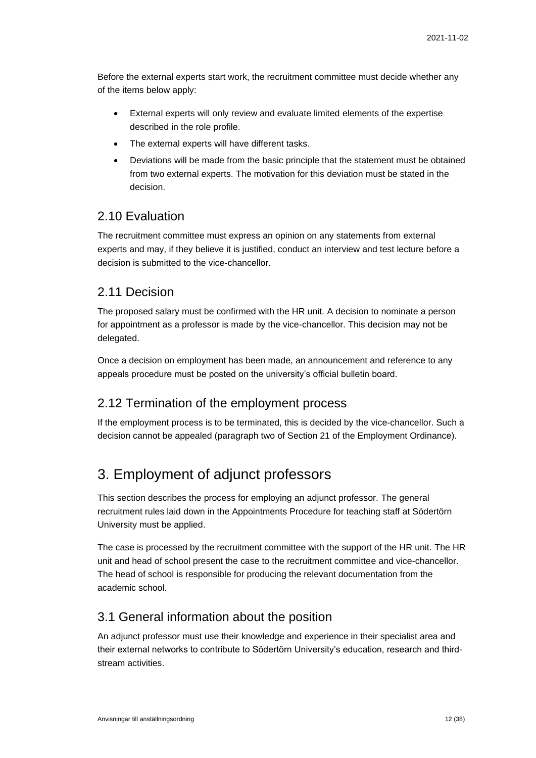Before the external experts start work, the recruitment committee must decide whether any of the items below apply:

- External experts will only review and evaluate limited elements of the expertise described in the role profile.
- The external experts will have different tasks.
- Deviations will be made from the basic principle that the statement must be obtained from two external experts. The motivation for this deviation must be stated in the decision.

## 2.10 Evaluation

The recruitment committee must express an opinion on any statements from external experts and may, if they believe it is justified, conduct an interview and test lecture before a decision is submitted to the vice-chancellor.

## 2.11 Decision

The proposed salary must be confirmed with the HR unit. A decision to nominate a person for appointment as a professor is made by the vice-chancellor. This decision may not be delegated.

Once a decision on employment has been made, an announcement and reference to any appeals procedure must be posted on the university's official bulletin board.

## 2.12 Termination of the employment process

If the employment process is to be terminated, this is decided by the vice-chancellor. Such a decision cannot be appealed (paragraph two of Section 21 of the Employment Ordinance).

# 3. Employment of adjunct professors

This section describes the process for employing an adjunct professor. The general recruitment rules laid down in the Appointments Procedure for teaching staff at Södertörn University must be applied.

The case is processed by the recruitment committee with the support of the HR unit. The HR unit and head of school present the case to the recruitment committee and vice-chancellor. The head of school is responsible for producing the relevant documentation from the academic school.

## 3.1 General information about the position

An adjunct professor must use their knowledge and experience in their specialist area and their external networks to contribute to Södertörn University's education, research and third-stream activities.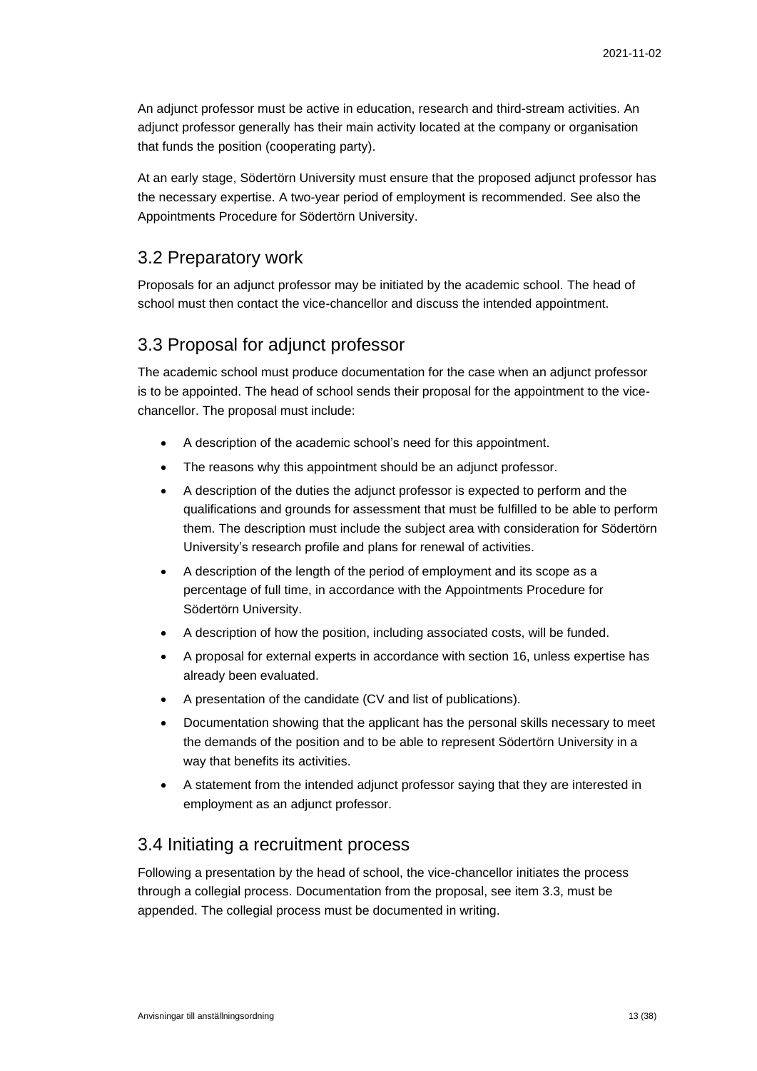An adjunct professor must be active in education, research and third-stream activities. An adjunct professor generally has their main activity located at the company or organisation that funds the position (cooperating party).

At an early stage, Södertörn University must ensure that the proposed adjunct professor has the necessary expertise. A two-year period of employment is recommended. See also the Appointments Procedure for Södertörn University.

## 3.2 Preparatory work

Proposals for an adjunct professor may be initiated by the academic school. The head of school must then contact the vice-chancellor and discuss the intended appointment.

## 3.3 Proposal for adjunct professor

The academic school must produce documentation for the case when an adjunct professor is to be appointed. The head of school sends their proposal for the appointment to the vice-chancellor. The proposal must include:

- A description of the academic school's need for this appointment.
- The reasons why this appointment should be an adjunct professor.
- A description of the duties the adjunct professor is expected to perform and the qualifications and grounds for assessment that must be fulfilled to be able to perform them. The description must include the subject area with consideration for Södertörn University's research profile and plans for renewal of activities.
- A description of the length of the period of employment and its scope as a percentage of full time, in accordance with the Appointments Procedure for Södertörn University.
- A description of how the position, including associated costs, will be funded.
- A proposal for external experts in accordance with section 16, unless expertise has already been evaluated.
- A presentation of the candidate (CV and list of publications).
- Documentation showing that the applicant has the personal skills necessary to meet the demands of the position and to be able to represent Södertörn University in a way that benefits its activities.
- A statement from the intended adjunct professor saying that they are interested in employment as an adjunct professor.

## 3.4 Initiating a recruitment process

Following a presentation by the head of school, the vice-chancellor initiates the process through a collegial process. Documentation from the proposal, see item 3.3, must be appended. The collegial process must be documented in writing.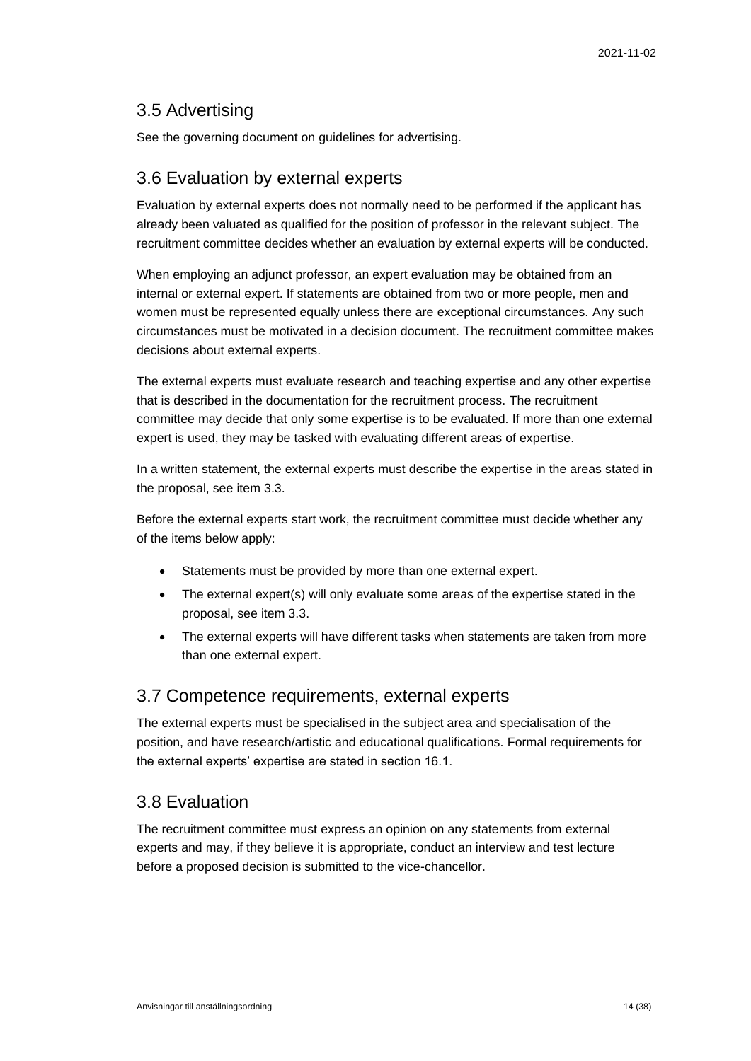## 3.5 Advertising

See the governing document on guidelines for advertising.

## 3.6 Evaluation by external experts

Evaluation by external experts does not normally need to be performed if the applicant has already been valuated as qualified for the position of professor in the relevant subject. The recruitment committee decides whether an evaluation by external experts will be conducted.

When employing an adjunct professor, an expert evaluation may be obtained from an internal or external expert. If statements are obtained from two or more people, men and women must be represented equally unless there are exceptional circumstances. Any such circumstances must be motivated in a decision document. The recruitment committee makes decisions about external experts.

The external experts must evaluate research and teaching expertise and any other expertise that is described in the documentation for the recruitment process. The recruitment committee may decide that only some expertise is to be evaluated. If more than one external expert is used, they may be tasked with evaluating different areas of expertise.

In a written statement, the external experts must describe the expertise in the areas stated in the proposal, see item 3.3.

Before the external experts start work, the recruitment committee must decide whether any of the items below apply:

- Statements must be provided by more than one external expert.
- The external expert(s) will only evaluate some areas of the expertise stated in the proposal, see item 3.3.
- The external experts will have different tasks when statements are taken from more than one external expert.

## 3.7 Competence requirements, external experts

The external experts must be specialised in the subject area and specialisation of the position, and have research/artistic and educational qualifications. Formal requirements for the external experts' expertise are stated in section 16.1.

## 3.8 Evaluation

The recruitment committee must express an opinion on any statements from external experts and may, if they believe it is appropriate, conduct an interview and test lecture before a proposed decision is submitted to the vice-chancellor.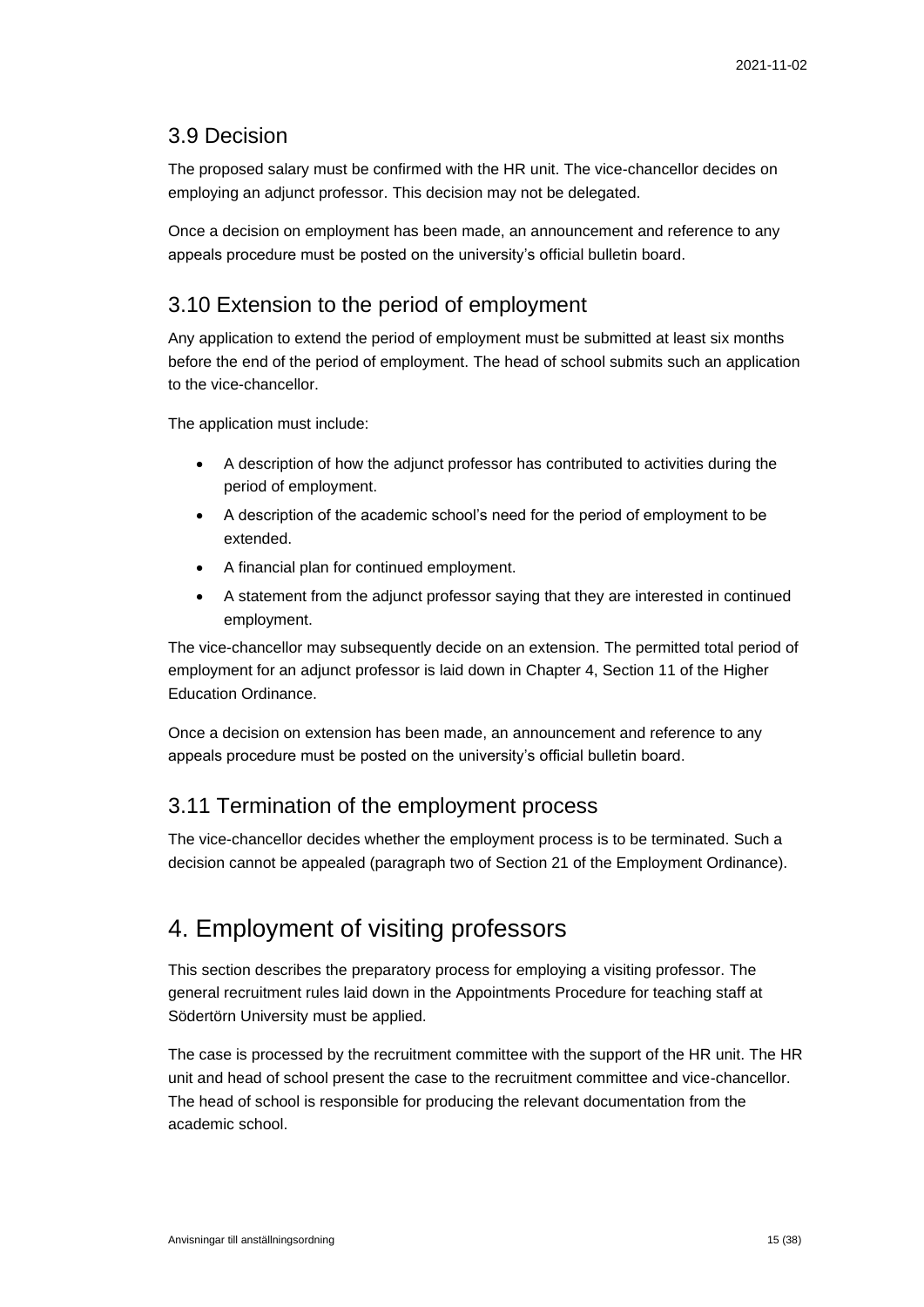## 3.9 Decision

The proposed salary must be confirmed with the HR unit. The vice-chancellor decides on employing an adjunct professor. This decision may not be delegated.

Once a decision on employment has been made, an announcement and reference to any appeals procedure must be posted on the university's official bulletin board.

## 3.10 Extension to the period of employment

Any application to extend the period of employment must be submitted at least six months before the end of the period of employment. The head of school submits such an application to the vice-chancellor.

The application must include:

- A description of how the adjunct professor has contributed to activities during the period of employment.
- A description of the academic school's need for the period of employment to be extended.
- A financial plan for continued employment.
- A statement from the adjunct professor saying that they are interested in continued employment.

The vice-chancellor may subsequently decide on an extension. The permitted total period of employment for an adjunct professor is laid down in Chapter 4, Section 11 of the Higher Education Ordinance.

Once a decision on extension has been made, an announcement and reference to any appeals procedure must be posted on the university's official bulletin board.

## 3.11 Termination of the employment process

The vice-chancellor decides whether the employment process is to be terminated. Such a decision cannot be appealed (paragraph two of Section 21 of the Employment Ordinance).

# 4. Employment of visiting professors

This section describes the preparatory process for employing a visiting professor. The general recruitment rules laid down in the Appointments Procedure for teaching staff at Södertörn University must be applied.

The case is processed by the recruitment committee with the support of the HR unit. The HR unit and head of school present the case to the recruitment committee and vice-chancellor. The head of school is responsible for producing the relevant documentation from the academic school.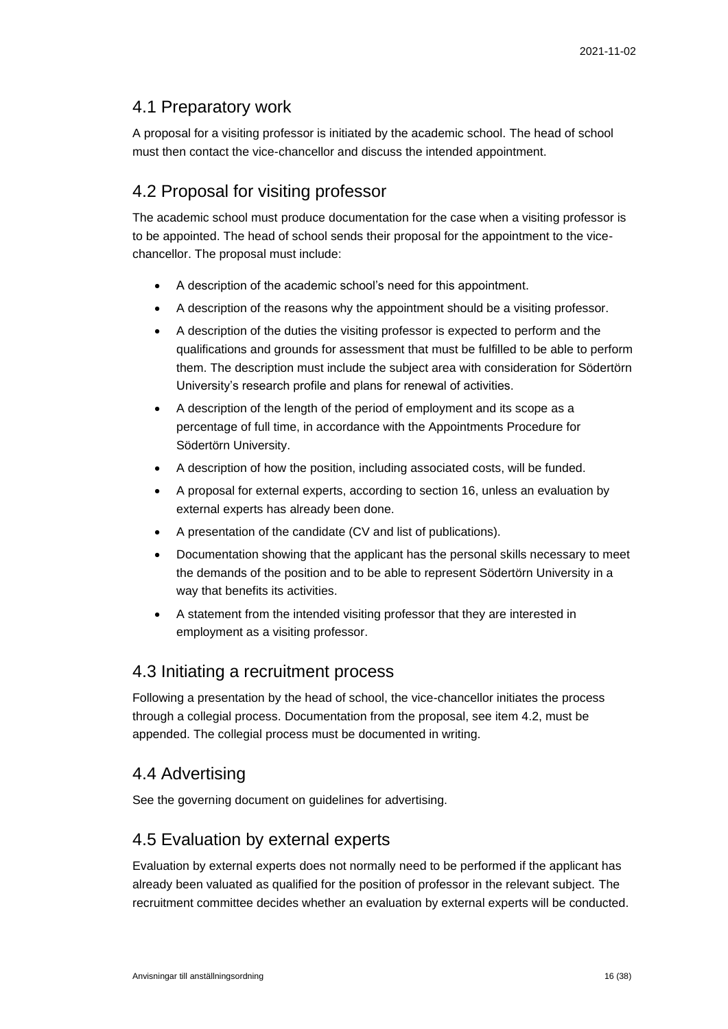## 4.1 Preparatory work

A proposal for a visiting professor is initiated by the academic school. The head of school must then contact the vice-chancellor and discuss the intended appointment.

## 4.2 Proposal for visiting professor

The academic school must produce documentation for the case when a visiting professor is to be appointed. The head of school sends their proposal for the appointment to the vice-chancellor. The proposal must include:

- A description of the academic school's need for this appointment.
- A description of the reasons why the appointment should be a visiting professor.
- A description of the duties the visiting professor is expected to perform and the qualifications and grounds for assessment that must be fulfilled to be able to perform them. The description must include the subject area with consideration for Södertörn University's research profile and plans for renewal of activities.
- A description of the length of the period of employment and its scope as a percentage of full time, in accordance with the Appointments Procedure for Södertörn University.
- A description of how the position, including associated costs, will be funded.
- A proposal for external experts, according to section 16, unless an evaluation by external experts has already been done.
- A presentation of the candidate (CV and list of publications).
- Documentation showing that the applicant has the personal skills necessary to meet the demands of the position and to be able to represent Södertörn University in a way that benefits its activities.
- A statement from the intended visiting professor that they are interested in employment as a visiting professor.

## 4.3 Initiating a recruitment process

Following a presentation by the head of school, the vice-chancellor initiates the process through a collegial process. Documentation from the proposal, see item 4.2, must be appended. The collegial process must be documented in writing.

## 4.4 Advertising

See the governing document on guidelines for advertising.

## 4.5 Evaluation by external experts

Evaluation by external experts does not normally need to be performed if the applicant has already been valuated as qualified for the position of professor in the relevant subject. The recruitment committee decides whether an evaluation by external experts will be conducted.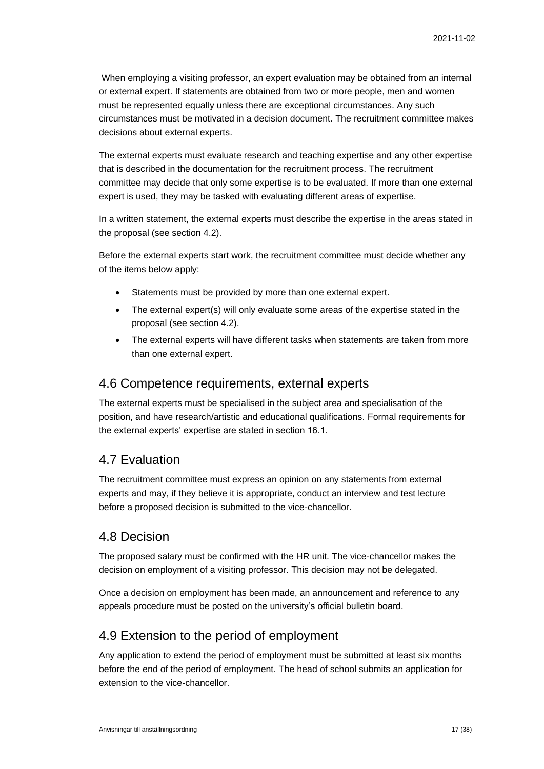When employing a visiting professor, an expert evaluation may be obtained from an internal or external expert. If statements are obtained from two or more people, men and women must be represented equally unless there are exceptional circumstances. Any such circumstances must be motivated in a decision document. The recruitment committee makes decisions about external experts.

The external experts must evaluate research and teaching expertise and any other expertise that is described in the documentation for the recruitment process. The recruitment committee may decide that only some expertise is to be evaluated. If more than one external expert is used, they may be tasked with evaluating different areas of expertise.

In a written statement, the external experts must describe the expertise in the areas stated in the proposal (see section 4.2).

Before the external experts start work, the recruitment committee must decide whether any of the items below apply:

- Statements must be provided by more than one external expert.
- The external expert(s) will only evaluate some areas of the expertise stated in the proposal (see section 4.2).
- The external experts will have different tasks when statements are taken from more than one external expert.

## 4.6 Competence requirements, external experts

The external experts must be specialised in the subject area and specialisation of the position, and have research/artistic and educational qualifications. Formal requirements for the external experts' expertise are stated in section 16.1.

## 4.7 Evaluation

The recruitment committee must express an opinion on any statements from external experts and may, if they believe it is appropriate, conduct an interview and test lecture before a proposed decision is submitted to the vice-chancellor.

## 4.8 Decision

The proposed salary must be confirmed with the HR unit. The vice-chancellor makes the decision on employment of a visiting professor. This decision may not be delegated.

Once a decision on employment has been made, an announcement and reference to any appeals procedure must be posted on the university's official bulletin board.

## 4.9 Extension to the period of employment

Any application to extend the period of employment must be submitted at least six months before the end of the period of employment. The head of school submits an application for extension to the vice-chancellor.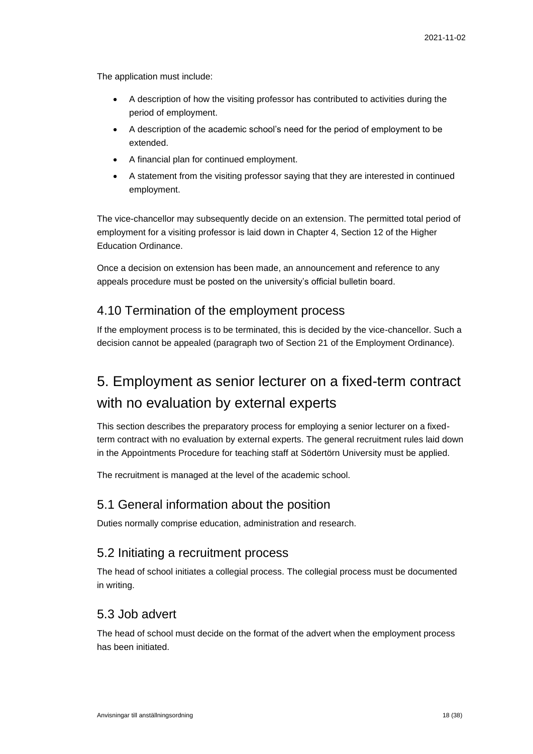The application must include:

- A description of how the visiting professor has contributed to activities during the period of employment.
- A description of the academic school's need for the period of employment to be extended.
- A financial plan for continued employment.
- A statement from the visiting professor saying that they are interested in continued employment.

The vice-chancellor may subsequently decide on an extension. The permitted total period of employment for a visiting professor is laid down in Chapter 4, Section 12 of the Higher Education Ordinance.

Once a decision on extension has been made, an announcement and reference to any appeals procedure must be posted on the university's official bulletin board.

## 4.10 Termination of the employment process

If the employment process is to be terminated, this is decided by the vice-chancellor. Such a decision cannot be appealed (paragraph two of Section 21 of the Employment Ordinance).

# 5. Employment as senior lecturer on a fixed-term contract with no evaluation by external experts

This section describes the preparatory process for employing a senior lecturer on a fixed-term contract with no evaluation by external experts. The general recruitment rules laid down in the Appointments Procedure for teaching staff at Södertörn University must be applied.

The recruitment is managed at the level of the academic school.

## 5.1 General information about the position

Duties normally comprise education, administration and research.

## 5.2 Initiating a recruitment process

The head of school initiates a collegial process. The collegial process must be documented in writing.

## 5.3 Job advert

The head of school must decide on the format of the advert when the employment process has been initiated.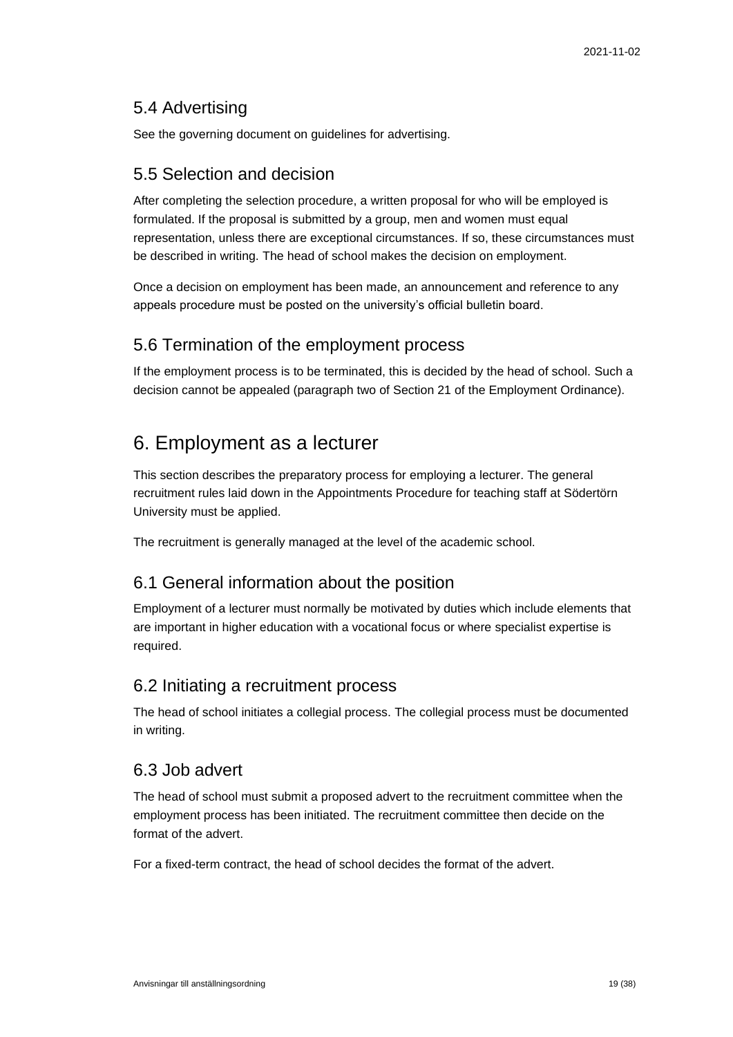## 5.4 Advertising

See the governing document on guidelines for advertising.

## 5.5 Selection and decision

After completing the selection procedure, a written proposal for who will be employed is formulated. If the proposal is submitted by a group, men and women must equal representation, unless there are exceptional circumstances. If so, these circumstances must be described in writing. The head of school makes the decision on employment.

Once a decision on employment has been made, an announcement and reference to any appeals procedure must be posted on the university's official bulletin board.

## 5.6 Termination of the employment process

If the employment process is to be terminated, this is decided by the head of school. Such a decision cannot be appealed (paragraph two of Section 21 of the Employment Ordinance).

# 6. Employment as a lecturer

This section describes the preparatory process for employing a lecturer. The general recruitment rules laid down in the Appointments Procedure for teaching staff at Södertörn University must be applied.

The recruitment is generally managed at the level of the academic school.

## 6.1 General information about the position

Employment of a lecturer must normally be motivated by duties which include elements that are important in higher education with a vocational focus or where specialist expertise is required.

## 6.2 Initiating a recruitment process

The head of school initiates a collegial process. The collegial process must be documented in writing.

## 6.3 Job advert

The head of school must submit a proposed advert to the recruitment committee when the employment process has been initiated. The recruitment committee then decide on the format of the advert.

For a fixed-term contract, the head of school decides the format of the advert.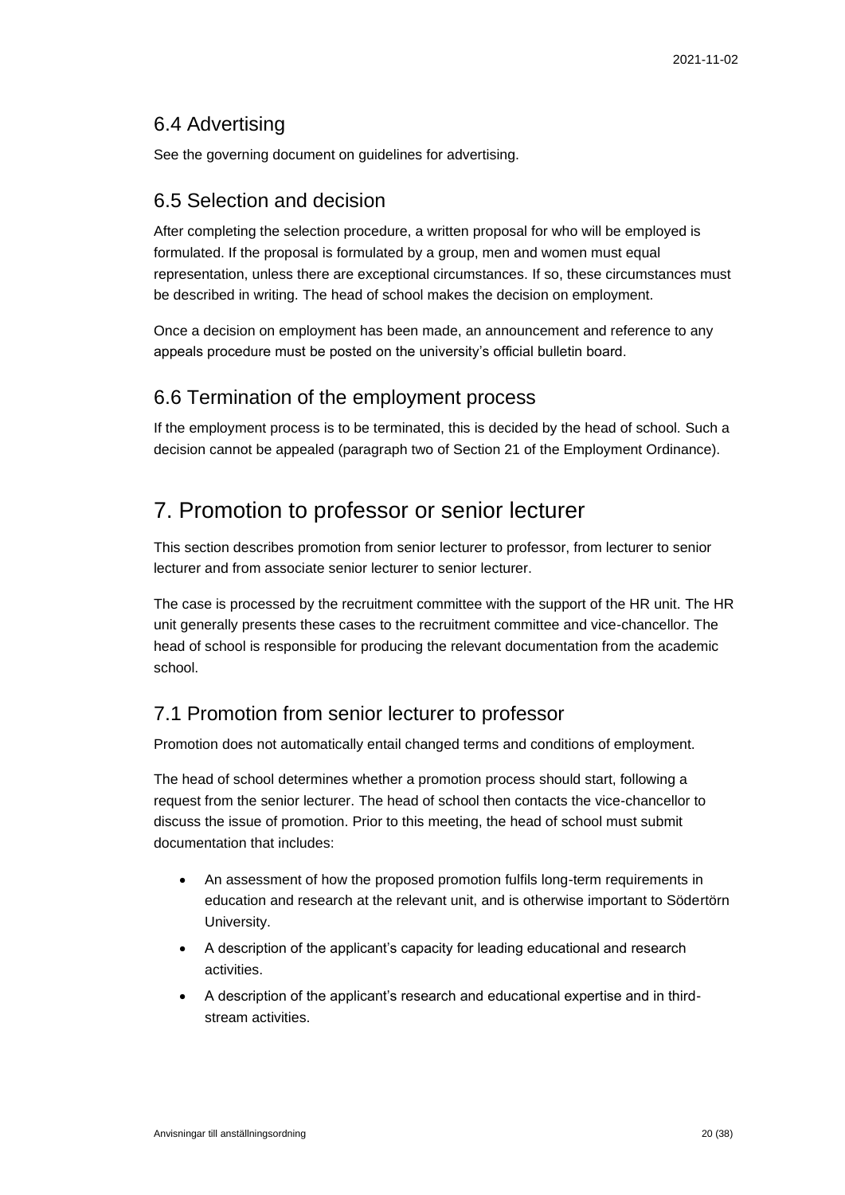## 6.4 Advertising

See the governing document on guidelines for advertising.

## 6.5 Selection and decision

After completing the selection procedure, a written proposal for who will be employed is formulated. If the proposal is formulated by a group, men and women must equal representation, unless there are exceptional circumstances. If so, these circumstances must be described in writing. The head of school makes the decision on employment.

Once a decision on employment has been made, an announcement and reference to any appeals procedure must be posted on the university's official bulletin board.

## 6.6 Termination of the employment process

If the employment process is to be terminated, this is decided by the head of school. Such a decision cannot be appealed (paragraph two of Section 21 of the Employment Ordinance).

# 7. Promotion to professor or senior lecturer

This section describes promotion from senior lecturer to professor, from lecturer to senior lecturer and from associate senior lecturer to senior lecturer.

The case is processed by the recruitment committee with the support of the HR unit. The HR unit generally presents these cases to the recruitment committee and vice-chancellor. The head of school is responsible for producing the relevant documentation from the academic school.

## 7.1 Promotion from senior lecturer to professor

Promotion does not automatically entail changed terms and conditions of employment.

The head of school determines whether a promotion process should start, following a request from the senior lecturer. The head of school then contacts the vice-chancellor to discuss the issue of promotion. Prior to this meeting, the head of school must submit documentation that includes:

- An assessment of how the proposed promotion fulfils long-term requirements in education and research at the relevant unit, and is otherwise important to Södertörn University.
- A description of the applicant's capacity for leading educational and research activities.
- A description of the applicant's research and educational expertise and in third-stream activities.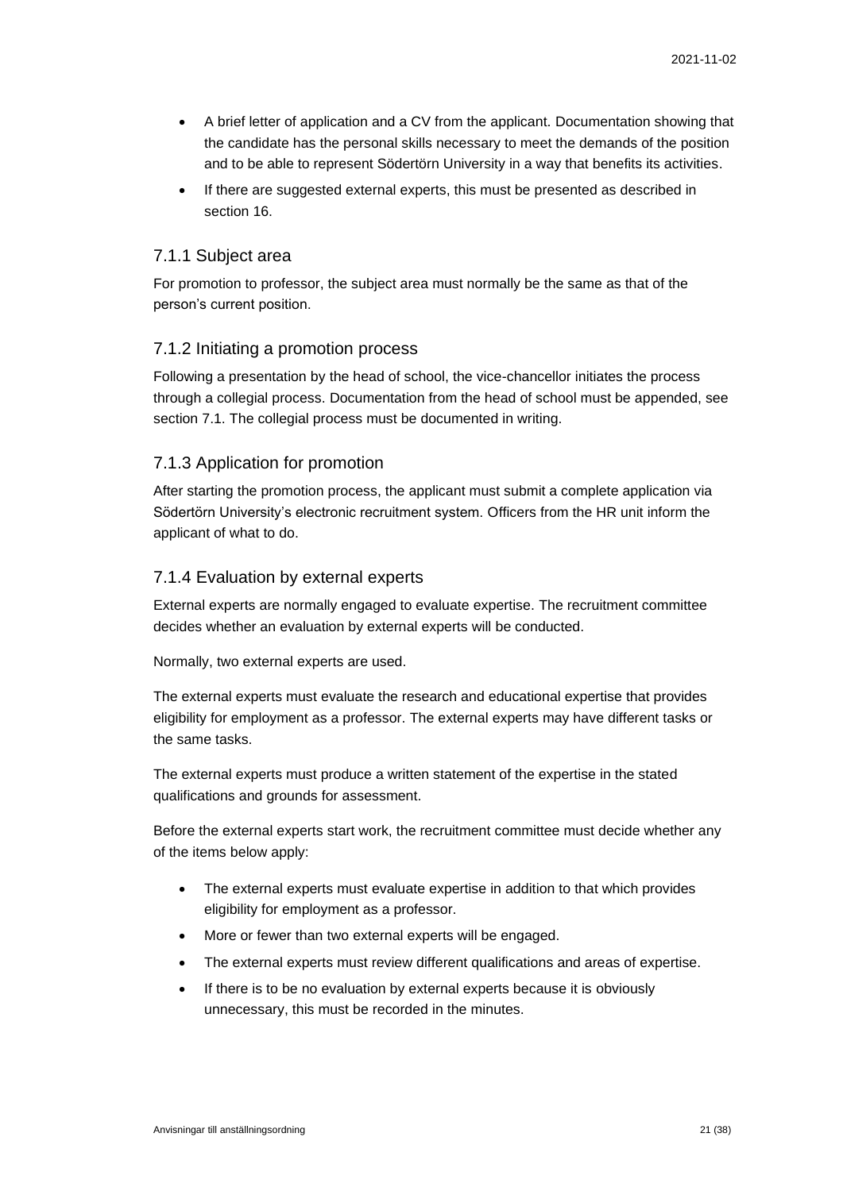- A brief letter of application and a CV from the applicant. Documentation showing that the candidate has the personal skills necessary to meet the demands of the position and to be able to represent Södertörn University in a way that benefits its activities.
- If there are suggested external experts, this must be presented as described in section 16.

### 7.1.1 Subject area

For promotion to professor, the subject area must normally be the same as that of the person's current position.

### 7.1.2 Initiating a promotion process

Following a presentation by the head of school, the vice-chancellor initiates the process through a collegial process. Documentation from the head of school must be appended, see section 7.1. The collegial process must be documented in writing.

### 7.1.3 Application for promotion

After starting the promotion process, the applicant must submit a complete application via Södertörn University's electronic recruitment system. Officers from the HR unit inform the applicant of what to do.

### 7.1.4 Evaluation by external experts

External experts are normally engaged to evaluate expertise. The recruitment committee decides whether an evaluation by external experts will be conducted.

Normally, two external experts are used.

The external experts must evaluate the research and educational expertise that provides eligibility for employment as a professor. The external experts may have different tasks or the same tasks.

The external experts must produce a written statement of the expertise in the stated qualifications and grounds for assessment.

Before the external experts start work, the recruitment committee must decide whether any of the items below apply:

- The external experts must evaluate expertise in addition to that which provides eligibility for employment as a professor.
- More or fewer than two external experts will be engaged.
- The external experts must review different qualifications and areas of expertise.
- If there is to be no evaluation by external experts because it is obviously unnecessary, this must be recorded in the minutes.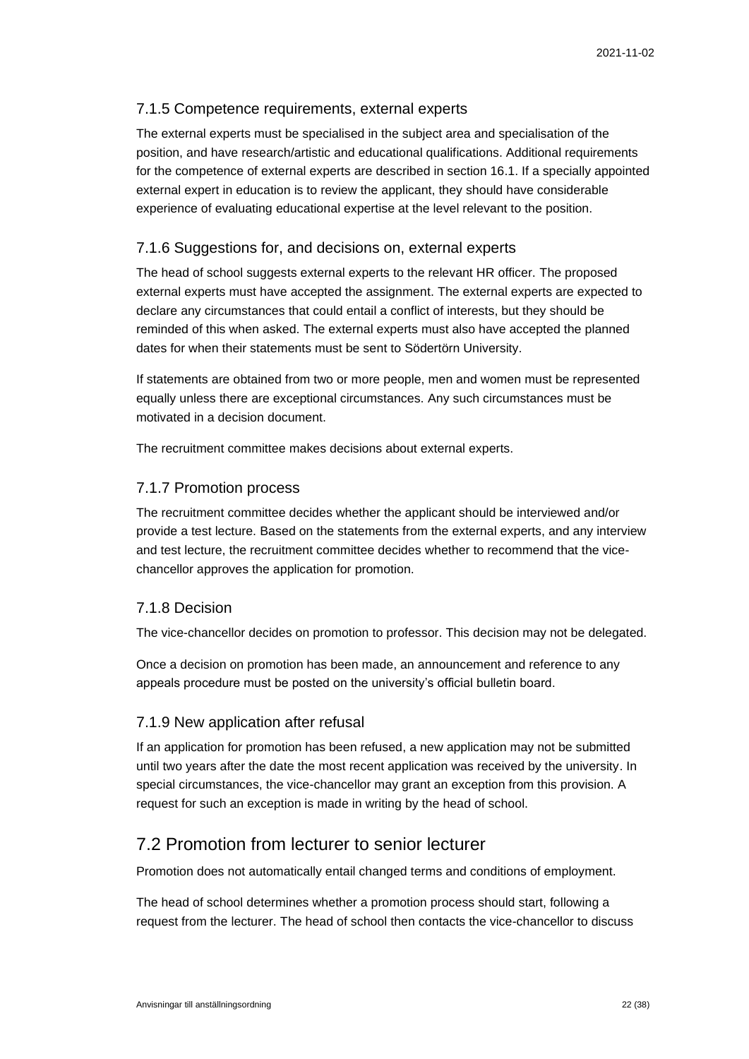### 7.1.5 Competence requirements, external experts

The external experts must be specialised in the subject area and specialisation of the position, and have research/artistic and educational qualifications. Additional requirements for the competence of external experts are described in section 16.1. If a specially appointed external expert in education is to review the applicant, they should have considerable experience of evaluating educational expertise at the level relevant to the position.

### 7.1.6 Suggestions for, and decisions on, external experts

The head of school suggests external experts to the relevant HR officer. The proposed external experts must have accepted the assignment. The external experts are expected to declare any circumstances that could entail a conflict of interests, but they should be reminded of this when asked. The external experts must also have accepted the planned dates for when their statements must be sent to Södertörn University.

If statements are obtained from two or more people, men and women must be represented equally unless there are exceptional circumstances. Any such circumstances must be motivated in a decision document.

The recruitment committee makes decisions about external experts.

### 7.1.7 Promotion process

The recruitment committee decides whether the applicant should be interviewed and/or provide a test lecture. Based on the statements from the external experts, and any interview and test lecture, the recruitment committee decides whether to recommend that the vice-chancellor approves the application for promotion.

### 7.1.8 Decision

The vice-chancellor decides on promotion to professor. This decision may not be delegated.

Once a decision on promotion has been made, an announcement and reference to any appeals procedure must be posted on the university's official bulletin board.

### 7.1.9 New application after refusal

If an application for promotion has been refused, a new application may not be submitted until two years after the date the most recent application was received by the university. In special circumstances, the vice-chancellor may grant an exception from this provision. A request for such an exception is made in writing by the head of school.

## 7.2 Promotion from lecturer to senior lecturer

Promotion does not automatically entail changed terms and conditions of employment.

The head of school determines whether a promotion process should start, following a request from the lecturer. The head of school then contacts the vice-chancellor to discuss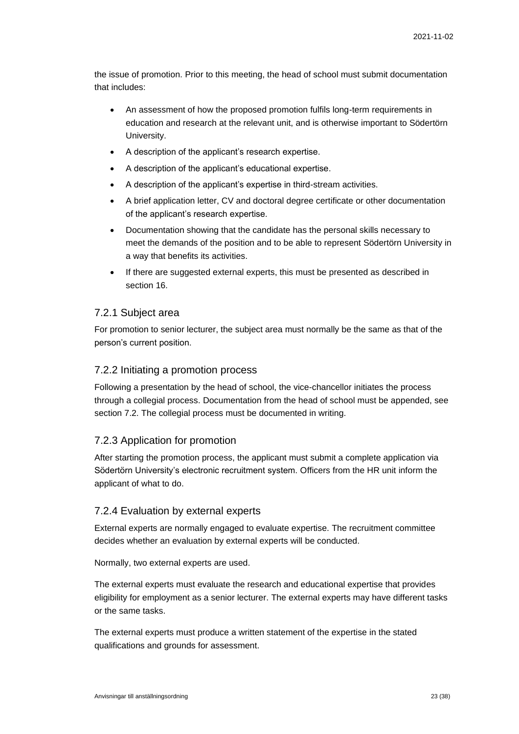the issue of promotion. Prior to this meeting, the head of school must submit documentation that includes:

- An assessment of how the proposed promotion fulfils long-term requirements in education and research at the relevant unit, and is otherwise important to Södertörn University.
- A description of the applicant's research expertise.
- A description of the applicant's educational expertise.
- A description of the applicant's expertise in third-stream activities.
- A brief application letter, CV and doctoral degree certificate or other documentation of the applicant's research expertise.
- Documentation showing that the candidate has the personal skills necessary to meet the demands of the position and to be able to represent Södertörn University in a way that benefits its activities.
- If there are suggested external experts, this must be presented as described in section 16.

### 7.2.1 Subject area

For promotion to senior lecturer, the subject area must normally be the same as that of the person's current position.

### 7.2.2 Initiating a promotion process

Following a presentation by the head of school, the vice-chancellor initiates the process through a collegial process. Documentation from the head of school must be appended, see section 7.2. The collegial process must be documented in writing.

### 7.2.3 Application for promotion

After starting the promotion process, the applicant must submit a complete application via Södertörn University's electronic recruitment system. Officers from the HR unit inform the applicant of what to do.

### 7.2.4 Evaluation by external experts

External experts are normally engaged to evaluate expertise. The recruitment committee decides whether an evaluation by external experts will be conducted.

Normally, two external experts are used.

The external experts must evaluate the research and educational expertise that provides eligibility for employment as a senior lecturer. The external experts may have different tasks or the same tasks.

The external experts must produce a written statement of the expertise in the stated qualifications and grounds for assessment.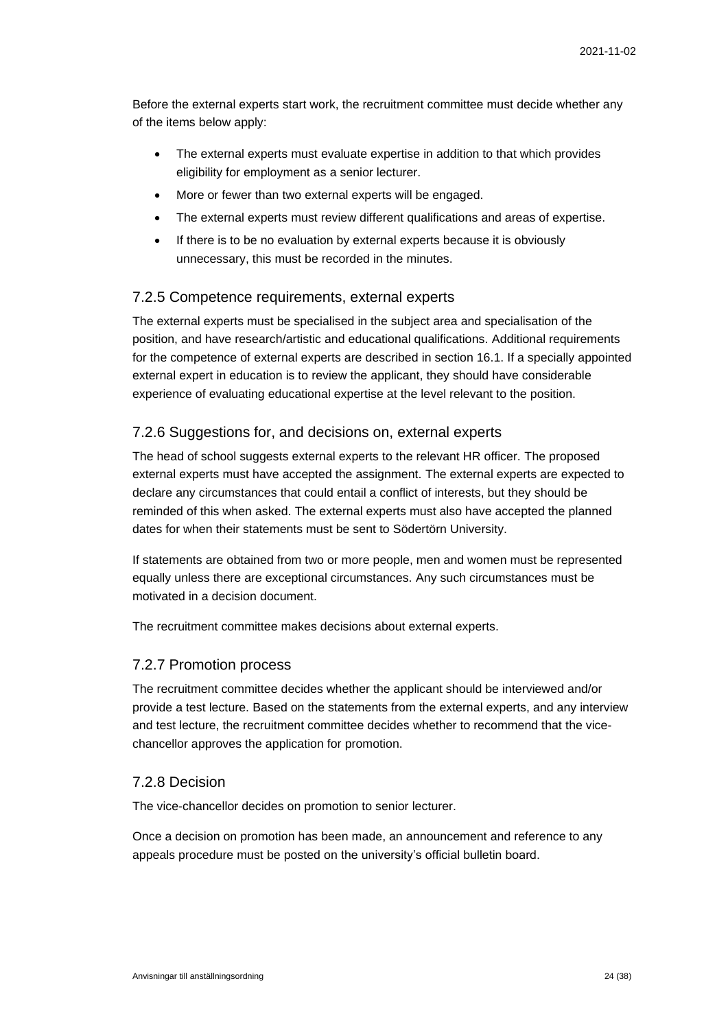Before the external experts start work, the recruitment committee must decide whether any of the items below apply:

- The external experts must evaluate expertise in addition to that which provides eligibility for employment as a senior lecturer.
- More or fewer than two external experts will be engaged.
- The external experts must review different qualifications and areas of expertise.
- If there is to be no evaluation by external experts because it is obviously unnecessary, this must be recorded in the minutes.

### 7.2.5 Competence requirements, external experts

The external experts must be specialised in the subject area and specialisation of the position, and have research/artistic and educational qualifications. Additional requirements for the competence of external experts are described in section 16.1. If a specially appointed external expert in education is to review the applicant, they should have considerable experience of evaluating educational expertise at the level relevant to the position.

### 7.2.6 Suggestions for, and decisions on, external experts

The head of school suggests external experts to the relevant HR officer. The proposed external experts must have accepted the assignment. The external experts are expected to declare any circumstances that could entail a conflict of interests, but they should be reminded of this when asked. The external experts must also have accepted the planned dates for when their statements must be sent to Södertörn University.

If statements are obtained from two or more people, men and women must be represented equally unless there are exceptional circumstances. Any such circumstances must be motivated in a decision document.

The recruitment committee makes decisions about external experts.

### 7.2.7 Promotion process

The recruitment committee decides whether the applicant should be interviewed and/or provide a test lecture. Based on the statements from the external experts, and any interview and test lecture, the recruitment committee decides whether to recommend that the vice-chancellor approves the application for promotion.

### 7.2.8 Decision

The vice-chancellor decides on promotion to senior lecturer.

Once a decision on promotion has been made, an announcement and reference to any appeals procedure must be posted on the university's official bulletin board.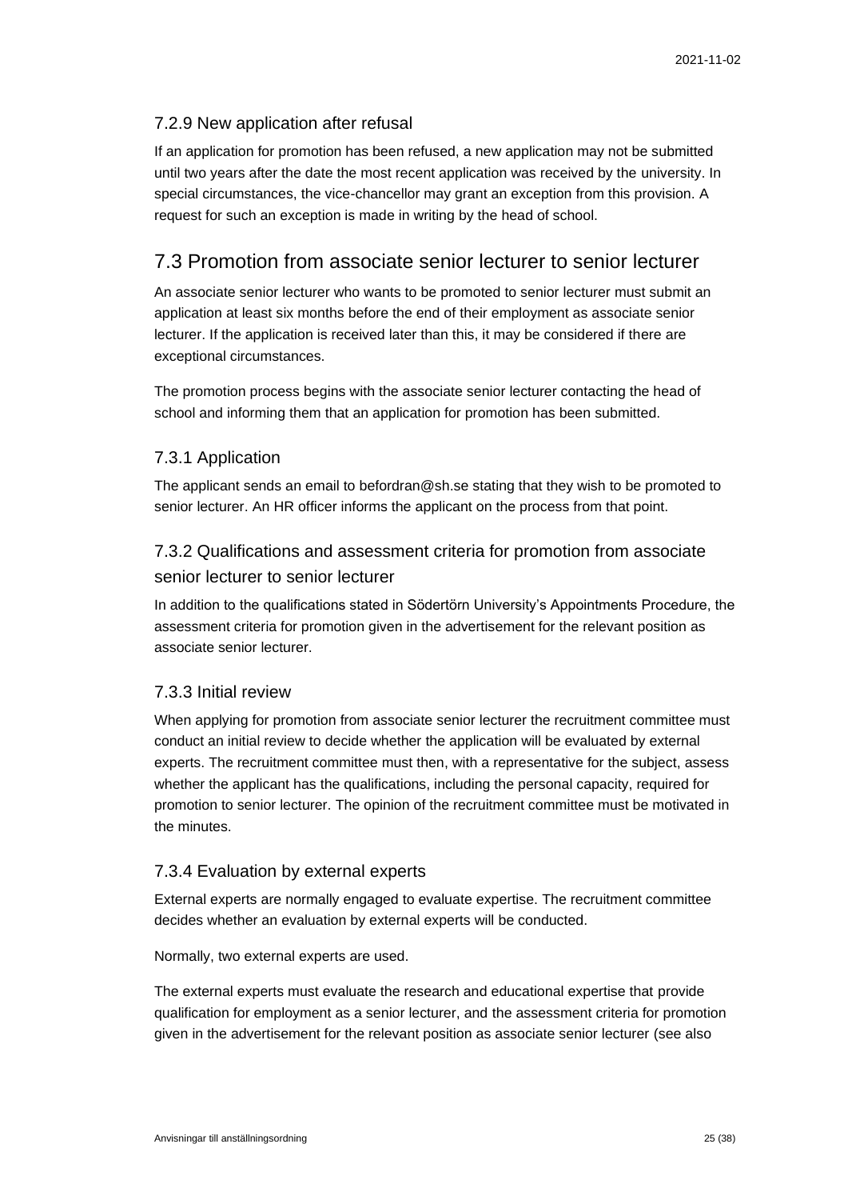### 7.2.9 New application after refusal

If an application for promotion has been refused, a new application may not be submitted until two years after the date the most recent application was received by the university. In special circumstances, the vice-chancellor may grant an exception from this provision. A request for such an exception is made in writing by the head of school.

## 7.3 Promotion from associate senior lecturer to senior lecturer

An associate senior lecturer who wants to be promoted to senior lecturer must submit an application at least six months before the end of their employment as associate senior lecturer. If the application is received later than this, it may be considered if there are exceptional circumstances.

The promotion process begins with the associate senior lecturer contacting the head of school and informing them that an application for promotion has been submitted.

### 7.3.1 Application

The applicant sends an email to befordran@sh.se stating that they wish to be promoted to senior lecturer. An HR officer informs the applicant on the process from that point.

### 7.3.2 Qualifications and assessment criteria for promotion from associate senior lecturer to senior lecturer

In addition to the qualifications stated in Södertörn University's Appointments Procedure, the assessment criteria for promotion given in the advertisement for the relevant position as associate senior lecturer.

### 7.3.3 Initial review

When applying for promotion from associate senior lecturer the recruitment committee must conduct an initial review to decide whether the application will be evaluated by external experts. The recruitment committee must then, with a representative for the subject, assess whether the applicant has the qualifications, including the personal capacity, required for promotion to senior lecturer. The opinion of the recruitment committee must be motivated in the minutes.

### 7.3.4 Evaluation by external experts

External experts are normally engaged to evaluate expertise. The recruitment committee decides whether an evaluation by external experts will be conducted.

Normally, two external experts are used.

The external experts must evaluate the research and educational expertise that provide qualification for employment as a senior lecturer, and the assessment criteria for promotion given in the advertisement for the relevant position as associate senior lecturer (see also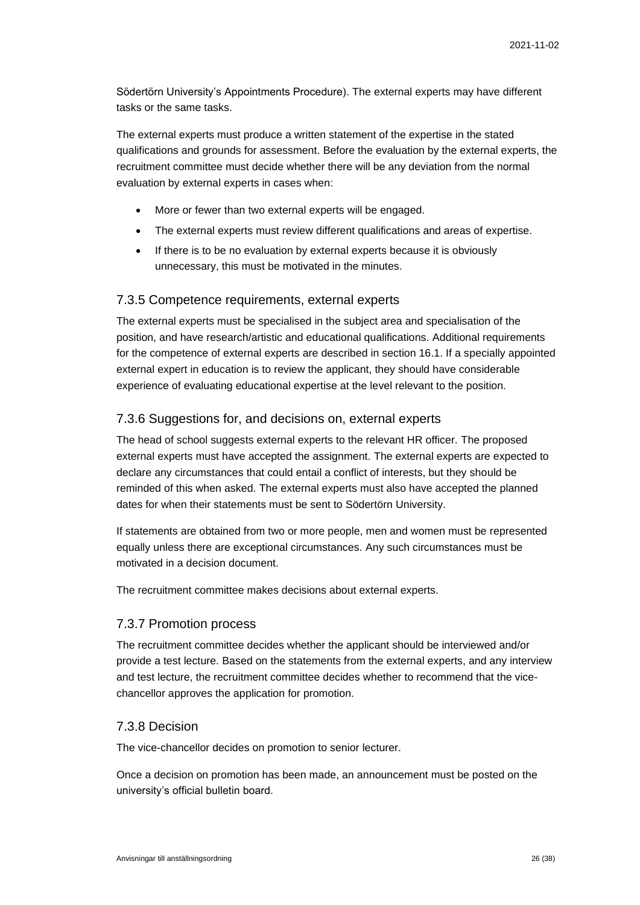Södertörn University's Appointments Procedure). The external experts may have different tasks or the same tasks.

The external experts must produce a written statement of the expertise in the stated qualifications and grounds for assessment. Before the evaluation by the external experts, the recruitment committee must decide whether there will be any deviation from the normal evaluation by external experts in cases when:

- More or fewer than two external experts will be engaged.
- The external experts must review different qualifications and areas of expertise.
- If there is to be no evaluation by external experts because it is obviously unnecessary, this must be motivated in the minutes.

### 7.3.5 Competence requirements, external experts

The external experts must be specialised in the subject area and specialisation of the position, and have research/artistic and educational qualifications. Additional requirements for the competence of external experts are described in section 16.1. If a specially appointed external expert in education is to review the applicant, they should have considerable experience of evaluating educational expertise at the level relevant to the position.

### 7.3.6 Suggestions for, and decisions on, external experts

The head of school suggests external experts to the relevant HR officer. The proposed external experts must have accepted the assignment. The external experts are expected to declare any circumstances that could entail a conflict of interests, but they should be reminded of this when asked. The external experts must also have accepted the planned dates for when their statements must be sent to Södertörn University.

If statements are obtained from two or more people, men and women must be represented equally unless there are exceptional circumstances. Any such circumstances must be motivated in a decision document.

The recruitment committee makes decisions about external experts.

### 7.3.7 Promotion process

The recruitment committee decides whether the applicant should be interviewed and/or provide a test lecture. Based on the statements from the external experts, and any interview and test lecture, the recruitment committee decides whether to recommend that the vice-chancellor approves the application for promotion.

### 7.3.8 Decision

The vice-chancellor decides on promotion to senior lecturer.

Once a decision on promotion has been made, an announcement must be posted on the university's official bulletin board.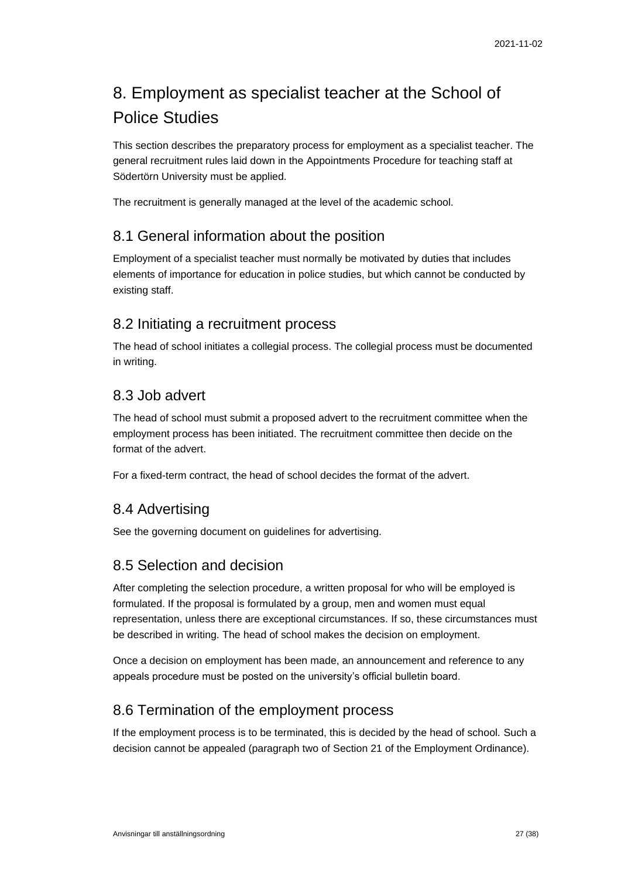# 8. Employment as specialist teacher at the School of Police Studies

This section describes the preparatory process for employment as a specialist teacher. The general recruitment rules laid down in the Appointments Procedure for teaching staff at Södertörn University must be applied.

The recruitment is generally managed at the level of the academic school.

## 8.1 General information about the position

Employment of a specialist teacher must normally be motivated by duties that includes elements of importance for education in police studies, but which cannot be conducted by existing staff.

## 8.2 Initiating a recruitment process

The head of school initiates a collegial process. The collegial process must be documented in writing.

## 8.3 Job advert

The head of school must submit a proposed advert to the recruitment committee when the employment process has been initiated. The recruitment committee then decide on the format of the advert.

For a fixed-term contract, the head of school decides the format of the advert.

## 8.4 Advertising

See the governing document on guidelines for advertising.

## 8.5 Selection and decision

After completing the selection procedure, a written proposal for who will be employed is formulated. If the proposal is formulated by a group, men and women must equal representation, unless there are exceptional circumstances. If so, these circumstances must be described in writing. The head of school makes the decision on employment.

Once a decision on employment has been made, an announcement and reference to any appeals procedure must be posted on the university's official bulletin board.

## 8.6 Termination of the employment process

If the employment process is to be terminated, this is decided by the head of school. Such a decision cannot be appealed (paragraph two of Section 21 of the Employment Ordinance).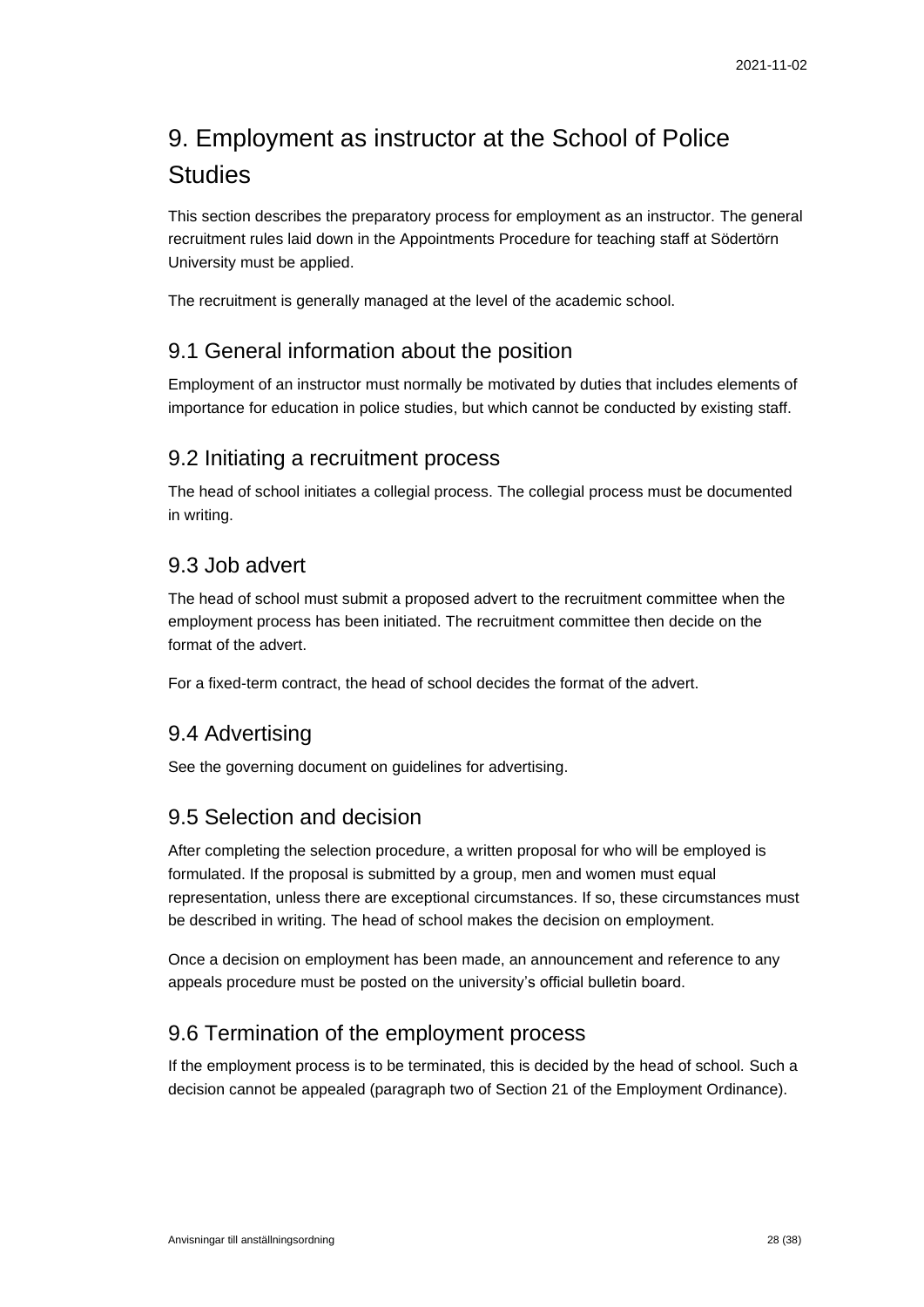# 9. Employment as instructor at the School of Police Studies

This section describes the preparatory process for employment as an instructor. The general recruitment rules laid down in the Appointments Procedure for teaching staff at Södertörn University must be applied.

The recruitment is generally managed at the level of the academic school.

## 9.1 General information about the position

Employment of an instructor must normally be motivated by duties that includes elements of importance for education in police studies, but which cannot be conducted by existing staff.

## 9.2 Initiating a recruitment process

The head of school initiates a collegial process. The collegial process must be documented in writing.

## 9.3 Job advert

The head of school must submit a proposed advert to the recruitment committee when the employment process has been initiated. The recruitment committee then decide on the format of the advert.

For a fixed-term contract, the head of school decides the format of the advert.

## 9.4 Advertising

See the governing document on guidelines for advertising.

## 9.5 Selection and decision

After completing the selection procedure, a written proposal for who will be employed is formulated. If the proposal is submitted by a group, men and women must equal representation, unless there are exceptional circumstances. If so, these circumstances must be described in writing. The head of school makes the decision on employment.

Once a decision on employment has been made, an announcement and reference to any appeals procedure must be posted on the university's official bulletin board.

## 9.6 Termination of the employment process

If the employment process is to be terminated, this is decided by the head of school. Such a decision cannot be appealed (paragraph two of Section 21 of the Employment Ordinance).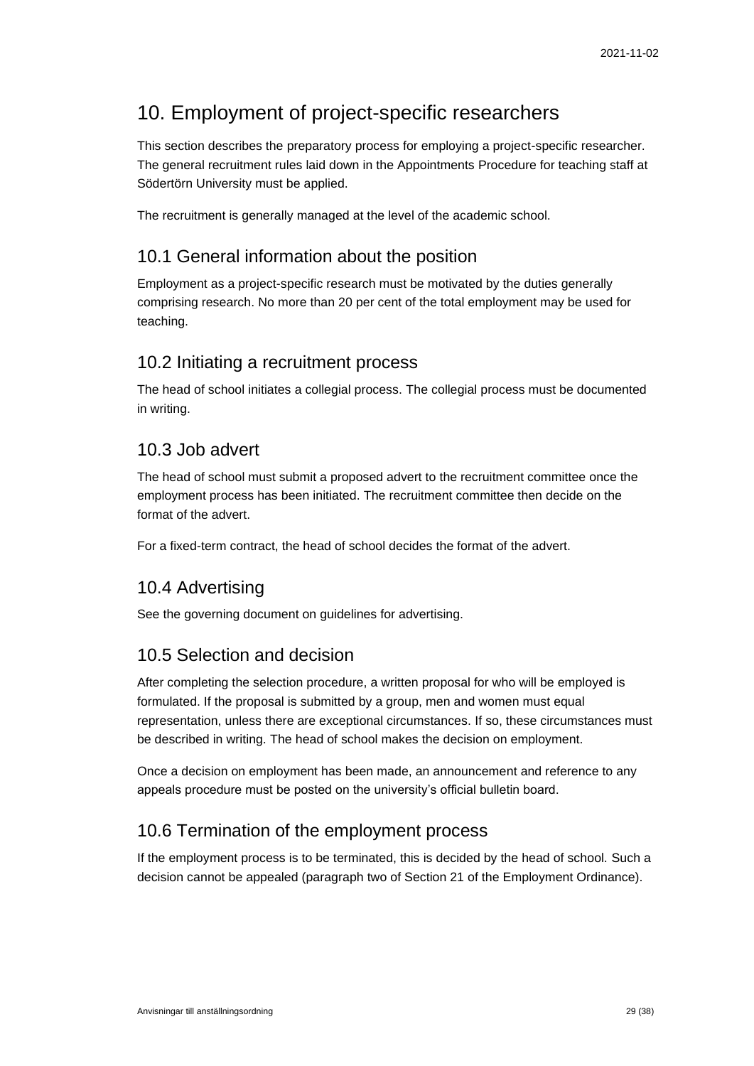# 10. Employment of project-specific researchers

This section describes the preparatory process for employing a project-specific researcher. The general recruitment rules laid down in the Appointments Procedure for teaching staff at Södertörn University must be applied.

The recruitment is generally managed at the level of the academic school.

## 10.1 General information about the position

Employment as a project-specific research must be motivated by the duties generally comprising research. No more than 20 per cent of the total employment may be used for teaching.

## 10.2 Initiating a recruitment process

The head of school initiates a collegial process. The collegial process must be documented in writing.

## 10.3 Job advert

The head of school must submit a proposed advert to the recruitment committee once the employment process has been initiated. The recruitment committee then decide on the format of the advert.

For a fixed-term contract, the head of school decides the format of the advert.

## 10.4 Advertising

See the governing document on guidelines for advertising.

## 10.5 Selection and decision

After completing the selection procedure, a written proposal for who will be employed is formulated. If the proposal is submitted by a group, men and women must equal representation, unless there are exceptional circumstances. If so, these circumstances must be described in writing. The head of school makes the decision on employment.

Once a decision on employment has been made, an announcement and reference to any appeals procedure must be posted on the university's official bulletin board.

## 10.6 Termination of the employment process

If the employment process is to be terminated, this is decided by the head of school. Such a decision cannot be appealed (paragraph two of Section 21 of the Employment Ordinance).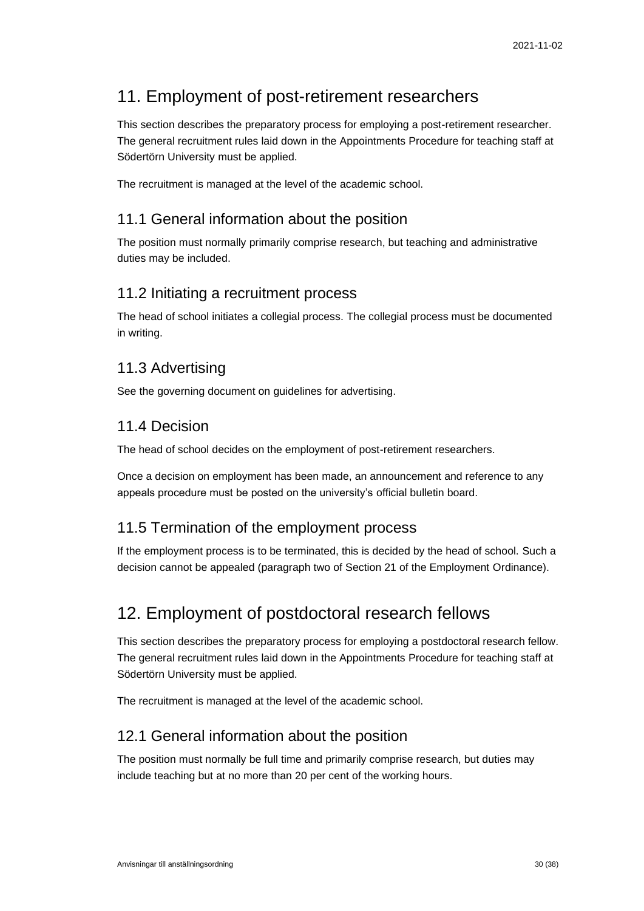# 11. Employment of post-retirement researchers

This section describes the preparatory process for employing a post-retirement researcher. The general recruitment rules laid down in the Appointments Procedure for teaching staff at Södertörn University must be applied.

The recruitment is managed at the level of the academic school.

## 11.1 General information about the position

The position must normally primarily comprise research, but teaching and administrative duties may be included.

## 11.2 Initiating a recruitment process

The head of school initiates a collegial process. The collegial process must be documented in writing.

## 11.3 Advertising

See the governing document on guidelines for advertising.

## 11.4 Decision

The head of school decides on the employment of post-retirement researchers.

Once a decision on employment has been made, an announcement and reference to any appeals procedure must be posted on the university's official bulletin board.

## 11.5 Termination of the employment process

If the employment process is to be terminated, this is decided by the head of school. Such a decision cannot be appealed (paragraph two of Section 21 of the Employment Ordinance).

# 12. Employment of postdoctoral research fellows

This section describes the preparatory process for employing a postdoctoral research fellow. The general recruitment rules laid down in the Appointments Procedure for teaching staff at Södertörn University must be applied.

The recruitment is managed at the level of the academic school.

## 12.1 General information about the position

The position must normally be full time and primarily comprise research, but duties may include teaching but at no more than 20 per cent of the working hours.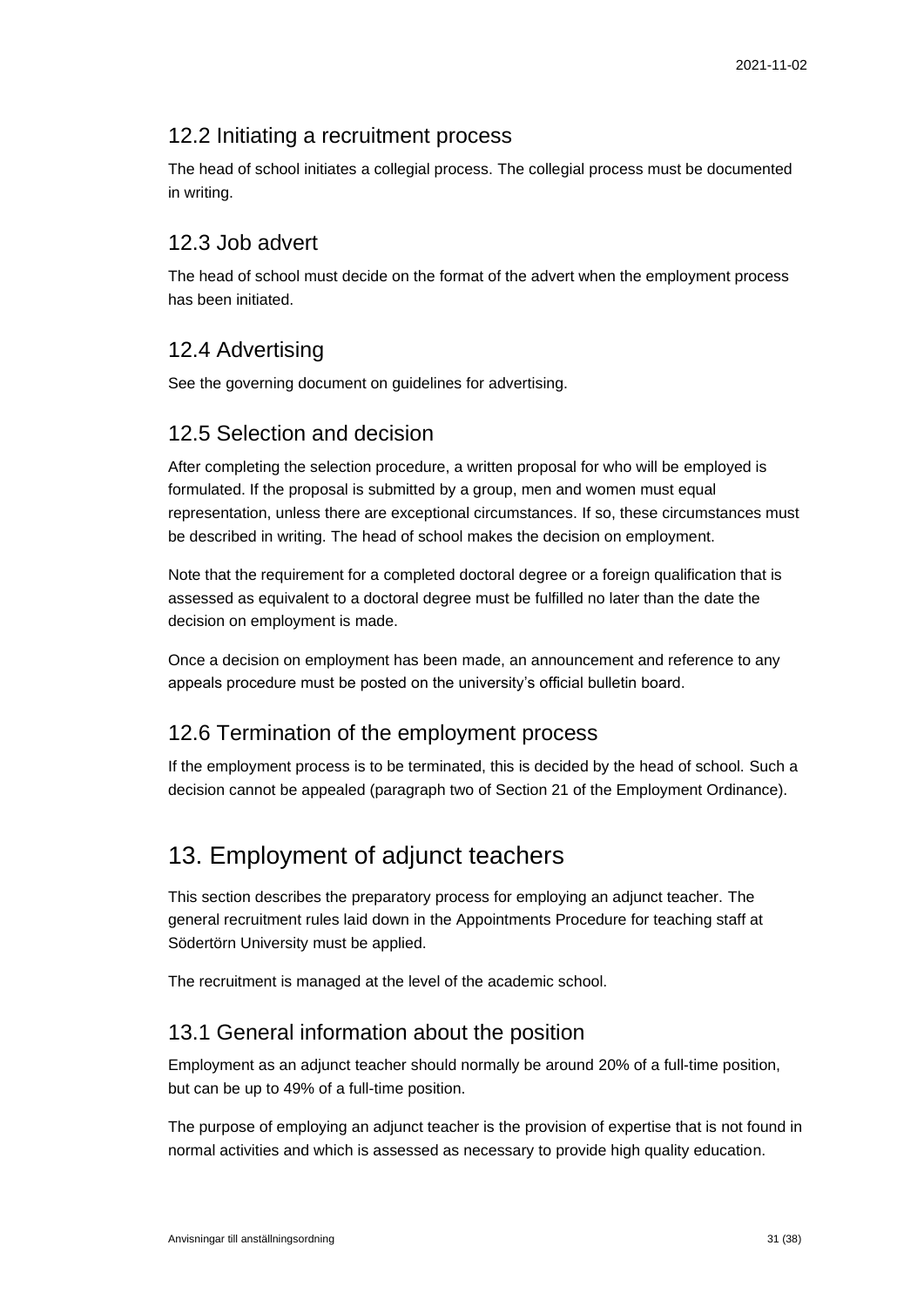## 12.2 Initiating a recruitment process

The head of school initiates a collegial process. The collegial process must be documented in writing.

## 12.3 Job advert

The head of school must decide on the format of the advert when the employment process has been initiated.

## 12.4 Advertising

See the governing document on guidelines for advertising.

## 12.5 Selection and decision

After completing the selection procedure, a written proposal for who will be employed is formulated. If the proposal is submitted by a group, men and women must equal representation, unless there are exceptional circumstances. If so, these circumstances must be described in writing. The head of school makes the decision on employment.

Note that the requirement for a completed doctoral degree or a foreign qualification that is assessed as equivalent to a doctoral degree must be fulfilled no later than the date the decision on employment is made.

Once a decision on employment has been made, an announcement and reference to any appeals procedure must be posted on the university's official bulletin board.

## 12.6 Termination of the employment process

If the employment process is to be terminated, this is decided by the head of school. Such a decision cannot be appealed (paragraph two of Section 21 of the Employment Ordinance).

# 13. Employment of adjunct teachers

This section describes the preparatory process for employing an adjunct teacher. The general recruitment rules laid down in the Appointments Procedure for teaching staff at Södertörn University must be applied.

The recruitment is managed at the level of the academic school.

## 13.1 General information about the position

Employment as an adjunct teacher should normally be around 20% of a full-time position, but can be up to 49% of a full-time position.

The purpose of employing an adjunct teacher is the provision of expertise that is not found in normal activities and which is assessed as necessary to provide high quality education.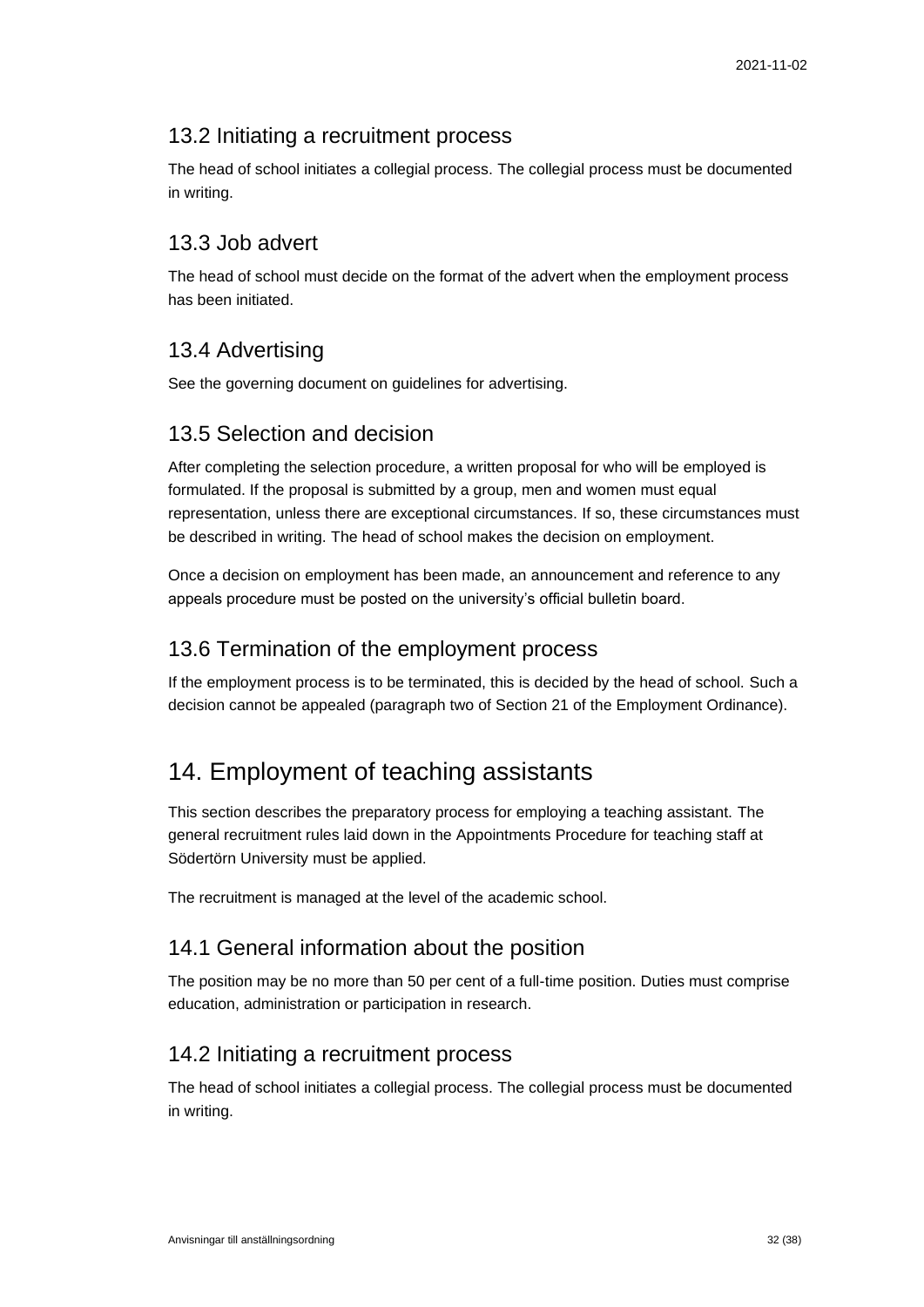## 13.2 Initiating a recruitment process

The head of school initiates a collegial process. The collegial process must be documented in writing.

## 13.3 Job advert

The head of school must decide on the format of the advert when the employment process has been initiated.

## 13.4 Advertising

See the governing document on guidelines for advertising.

## 13.5 Selection and decision

After completing the selection procedure, a written proposal for who will be employed is formulated. If the proposal is submitted by a group, men and women must equal representation, unless there are exceptional circumstances. If so, these circumstances must be described in writing. The head of school makes the decision on employment.

Once a decision on employment has been made, an announcement and reference to any appeals procedure must be posted on the university's official bulletin board.

## 13.6 Termination of the employment process

If the employment process is to be terminated, this is decided by the head of school. Such a decision cannot be appealed (paragraph two of Section 21 of the Employment Ordinance).

# 14. Employment of teaching assistants

This section describes the preparatory process for employing a teaching assistant. The general recruitment rules laid down in the Appointments Procedure for teaching staff at Södertörn University must be applied.

The recruitment is managed at the level of the academic school.

## 14.1 General information about the position

The position may be no more than 50 per cent of a full-time position. Duties must comprise education, administration or participation in research.

## 14.2 Initiating a recruitment process

The head of school initiates a collegial process. The collegial process must be documented in writing.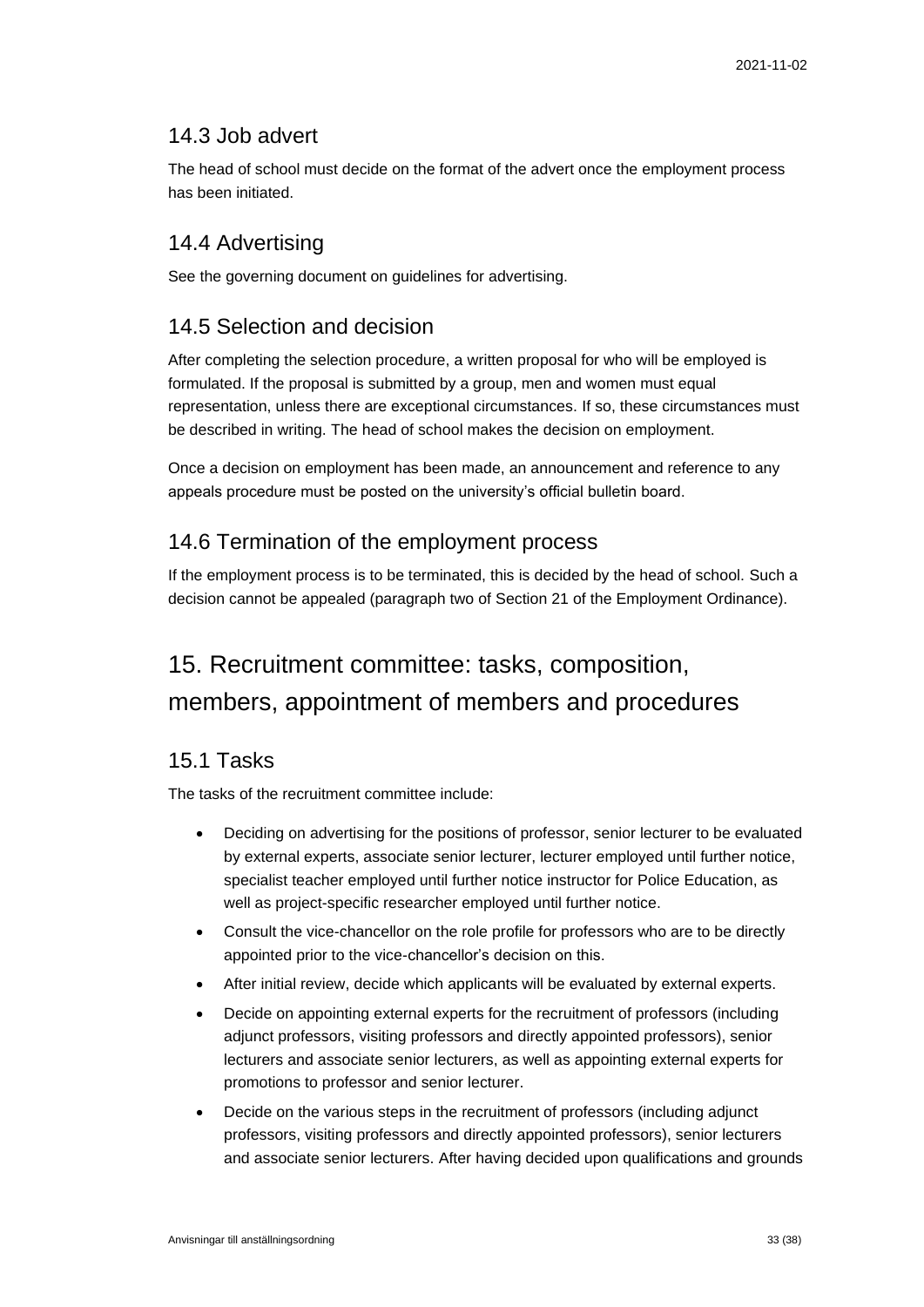## 14.3 Job advert

The head of school must decide on the format of the advert once the employment process has been initiated.

## 14.4 Advertising

See the governing document on guidelines for advertising.

## 14.5 Selection and decision

After completing the selection procedure, a written proposal for who will be employed is formulated. If the proposal is submitted by a group, men and women must equal representation, unless there are exceptional circumstances. If so, these circumstances must be described in writing. The head of school makes the decision on employment.

Once a decision on employment has been made, an announcement and reference to any appeals procedure must be posted on the university's official bulletin board.

## 14.6 Termination of the employment process

If the employment process is to be terminated, this is decided by the head of school. Such a decision cannot be appealed (paragraph two of Section 21 of the Employment Ordinance).

# 15. Recruitment committee: tasks, composition, members, appointment of members and procedures

## 15.1 Tasks

The tasks of the recruitment committee include:

- Deciding on advertising for the positions of professor, senior lecturer to be evaluated by external experts, associate senior lecturer, lecturer employed until further notice, specialist teacher employed until further notice instructor for Police Education, as well as project-specific researcher employed until further notice.
- Consult the vice-chancellor on the role profile for professors who are to be directly appointed prior to the vice-chancellor's decision on this.
- After initial review, decide which applicants will be evaluated by external experts.
- Decide on appointing external experts for the recruitment of professors (including adjunct professors, visiting professors and directly appointed professors), senior lecturers and associate senior lecturers, as well as appointing external experts for promotions to professor and senior lecturer.
- Decide on the various steps in the recruitment of professors (including adjunct professors, visiting professors and directly appointed professors), senior lecturers and associate senior lecturers. After having decided upon qualifications and grounds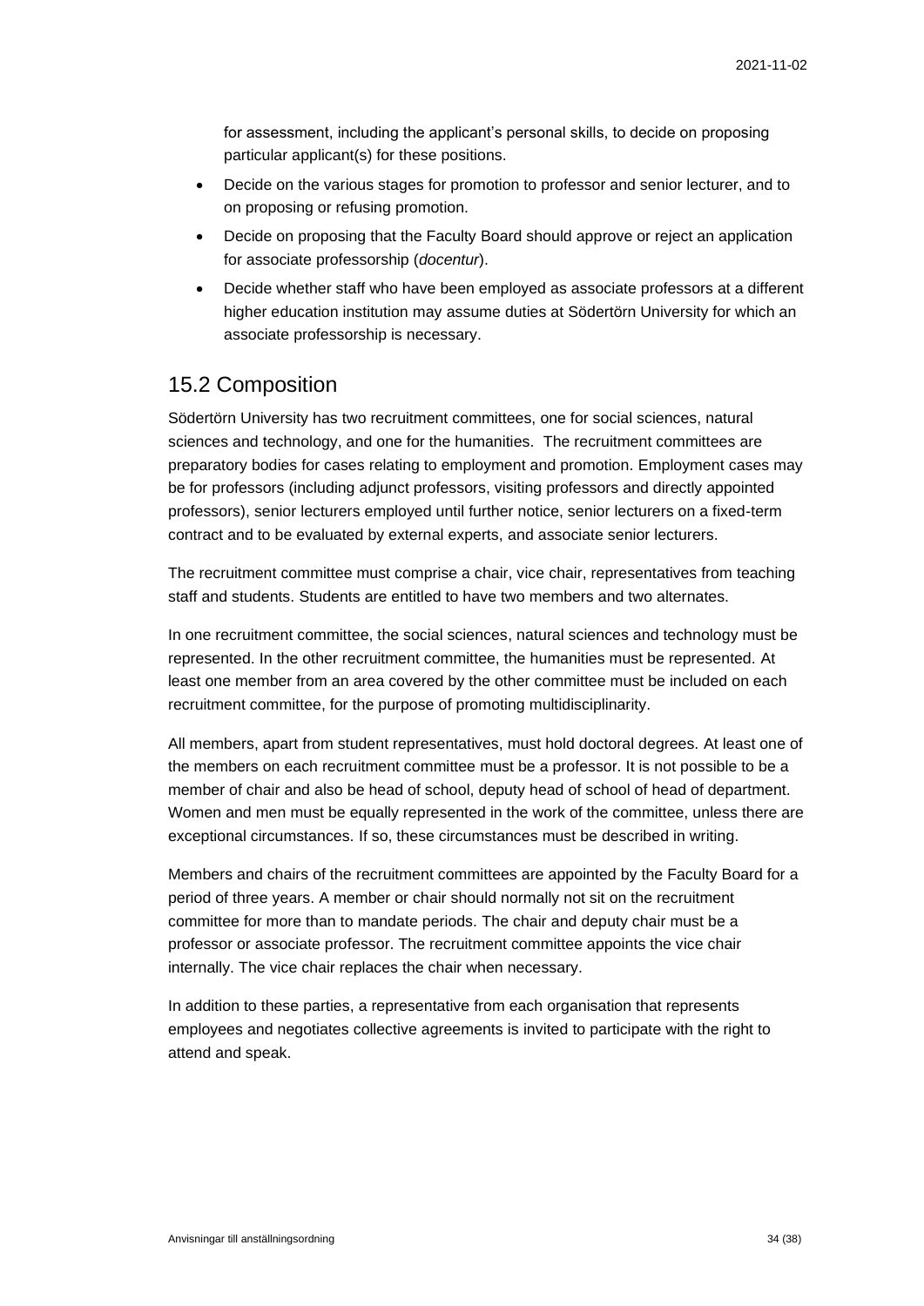for assessment, including the applicant's personal skills, to decide on proposing particular applicant(s) for these positions.

- Decide on the various stages for promotion to professor and senior lecturer, and to on proposing or refusing promotion.
- Decide on proposing that the Faculty Board should approve or reject an application for associate professorship (*docentur*).
- Decide whether staff who have been employed as associate professors at a different higher education institution may assume duties at Södertörn University for which an associate professorship is necessary.

## 15.2 Composition

Södertörn University has two recruitment committees, one for social sciences, natural sciences and technology, and one for the humanities. The recruitment committees are preparatory bodies for cases relating to employment and promotion. Employment cases may be for professors (including adjunct professors, visiting professors and directly appointed professors), senior lecturers employed until further notice, senior lecturers on a fixed-term contract and to be evaluated by external experts, and associate senior lecturers.

The recruitment committee must comprise a chair, vice chair, representatives from teaching staff and students. Students are entitled to have two members and two alternates.

In one recruitment committee, the social sciences, natural sciences and technology must be represented. In the other recruitment committee, the humanities must be represented. At least one member from an area covered by the other committee must be included on each recruitment committee, for the purpose of promoting multidisciplinarity.

All members, apart from student representatives, must hold doctoral degrees. At least one of the members on each recruitment committee must be a professor. It is not possible to be a member of chair and also be head of school, deputy head of school of head of department. Women and men must be equally represented in the work of the committee, unless there are exceptional circumstances. If so, these circumstances must be described in writing.

Members and chairs of the recruitment committees are appointed by the Faculty Board for a period of three years. A member or chair should normally not sit on the recruitment committee for more than to mandate periods. The chair and deputy chair must be a professor or associate professor. The recruitment committee appoints the vice chair internally. The vice chair replaces the chair when necessary.

In addition to these parties, a representative from each organisation that represents employees and negotiates collective agreements is invited to participate with the right to attend and speak.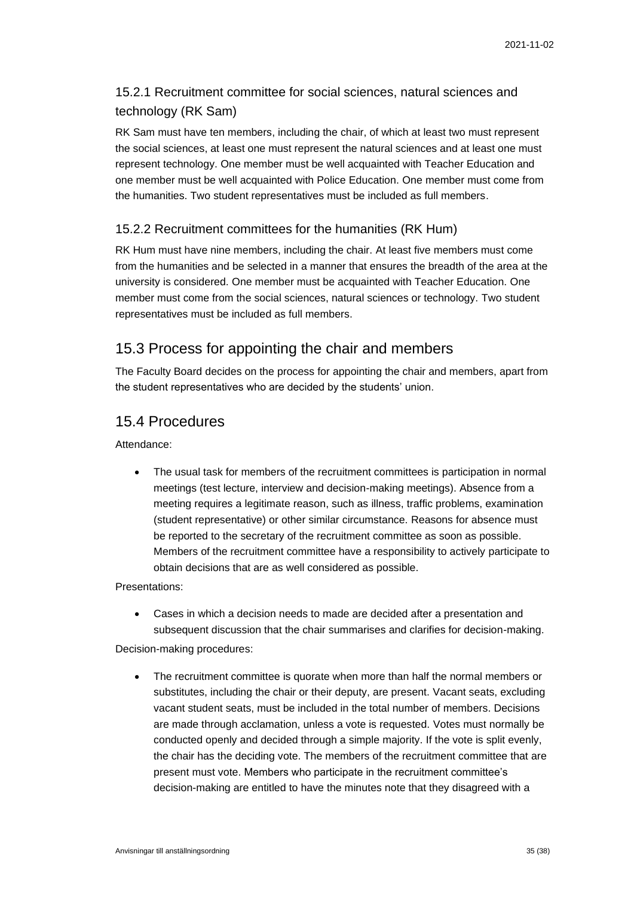### 15.2.1 Recruitment committee for social sciences, natural sciences and technology (RK Sam)

RK Sam must have ten members, including the chair, of which at least two must represent the social sciences, at least one must represent the natural sciences and at least one must represent technology. One member must be well acquainted with Teacher Education and one member must be well acquainted with Police Education. One member must come from the humanities. Two student representatives must be included as full members.

### 15.2.2 Recruitment committees for the humanities (RK Hum)

RK Hum must have nine members, including the chair. At least five members must come from the humanities and be selected in a manner that ensures the breadth of the area at the university is considered. One member must be acquainted with Teacher Education. One member must come from the social sciences, natural sciences or technology. Two student representatives must be included as full members.

## 15.3 Process for appointing the chair and members

The Faculty Board decides on the process for appointing the chair and members, apart from the student representatives who are decided by the students' union.

## 15.4 Procedures

Attendance:

- The usual task for members of the recruitment committees is participation in normal meetings (test lecture, interview and decision-making meetings). Absence from a meeting requires a legitimate reason, such as illness, traffic problems, examination (student representative) or other similar circumstance. Reasons for absence must be reported to the secretary of the recruitment committee as soon as possible. Members of the recruitment committee have a responsibility to actively participate to obtain decisions that are as well considered as possible.

Presentations:

- Cases in which a decision needs to made are decided after a presentation and subsequent discussion that the chair summarises and clarifies for decision-making.

Decision-making procedures:

- The recruitment committee is quorate when more than half the normal members or substitutes, including the chair or their deputy, are present. Vacant seats, excluding vacant student seats, must be included in the total number of members. Decisions are made through acclamation, unless a vote is requested. Votes must normally be conducted openly and decided through a simple majority. If the vote is split evenly, the chair has the deciding vote. The members of the recruitment committee that are present must vote. Members who participate in the recruitment committee's decision-making are entitled to have the minutes note that they disagreed with a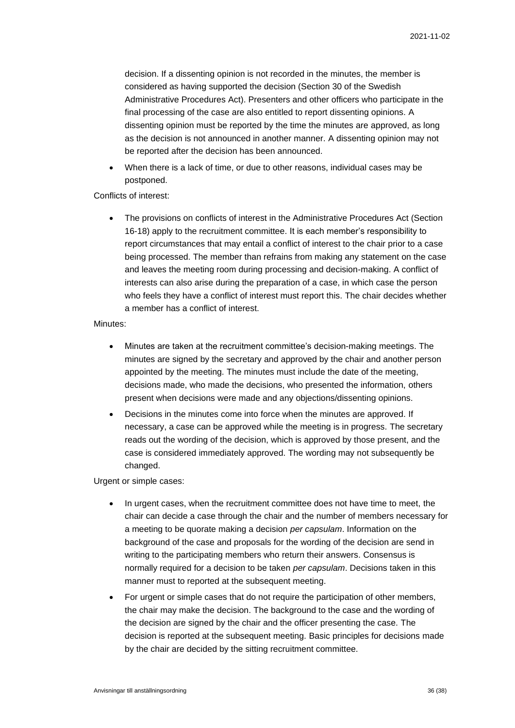decision. If a dissenting opinion is not recorded in the minutes, the member is considered as having supported the decision (Section 30 of the Swedish Administrative Procedures Act). Presenters and other officers who participate in the final processing of the case are also entitled to report dissenting opinions. A dissenting opinion must be reported by the time the minutes are approved, as long as the decision is not announced in another manner. A dissenting opinion may not be reported after the decision has been announced.

- When there is a lack of time, or due to other reasons, individual cases may be postponed.

Conflicts of interest:

- The provisions on conflicts of interest in the Administrative Procedures Act (Section 16-18) apply to the recruitment committee. It is each member's responsibility to report circumstances that may entail a conflict of interest to the chair prior to a case being processed. The member than refrains from making any statement on the case and leaves the meeting room during processing and decision-making. A conflict of interests can also arise during the preparation of a case, in which case the person who feels they have a conflict of interest must report this. The chair decides whether a member has a conflict of interest.

Minutes:

- Minutes are taken at the recruitment committee's decision-making meetings. The minutes are signed by the secretary and approved by the chair and another person appointed by the meeting. The minutes must include the date of the meeting, decisions made, who made the decisions, who presented the information, others present when decisions were made and any objections/dissenting opinions.
- Decisions in the minutes come into force when the minutes are approved. If necessary, a case can be approved while the meeting is in progress. The secretary reads out the wording of the decision, which is approved by those present, and the case is considered immediately approved. The wording may not subsequently be changed.

Urgent or simple cases:

- In urgent cases, when the recruitment committee does not have time to meet, the chair can decide a case through the chair and the number of members necessary for a meeting to be quorate making a decision *per capsulam*. Information on the background of the case and proposals for the wording of the decision are send in writing to the participating members who return their answers. Consensus is normally required for a decision to be taken *per capsulam*. Decisions taken in this manner must to reported at the subsequent meeting.
- For urgent or simple cases that do not require the participation of other members, the chair may make the decision. The background to the case and the wording of the decision are signed by the chair and the officer presenting the case. The decision is reported at the subsequent meeting. Basic principles for decisions made by the chair are decided by the sitting recruitment committee.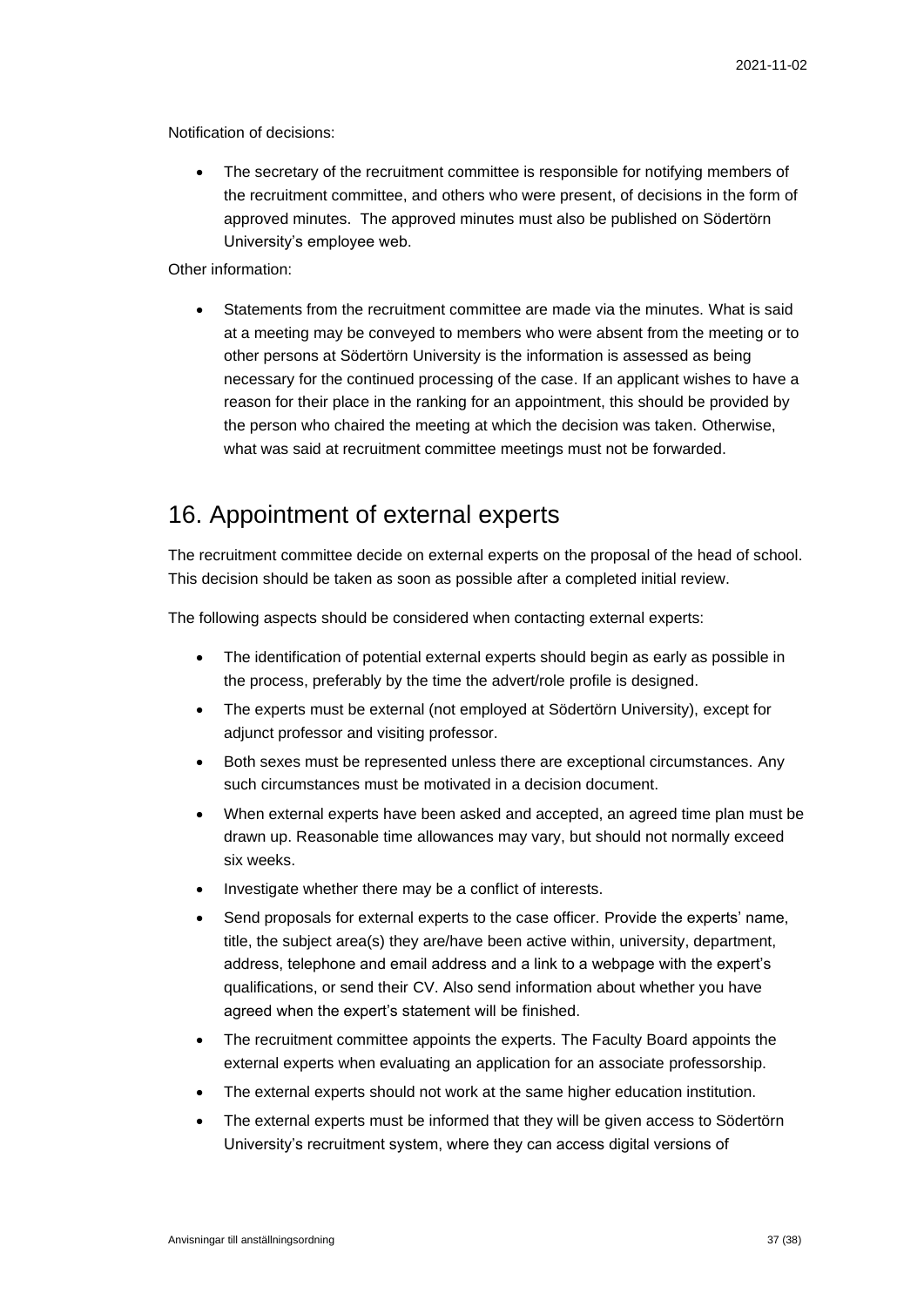Notification of decisions:

- The secretary of the recruitment committee is responsible for notifying members of the recruitment committee, and others who were present, of decisions in the form of approved minutes. The approved minutes must also be published on Södertörn University's employee web.

Other information:

- Statements from the recruitment committee are made via the minutes. What is said at a meeting may be conveyed to members who were absent from the meeting or to other persons at Södertörn University is the information is assessed as being necessary for the continued processing of the case. If an applicant wishes to have a reason for their place in the ranking for an appointment, this should be provided by the person who chaired the meeting at which the decision was taken. Otherwise, what was said at recruitment committee meetings must not be forwarded.

# 16. Appointment of external experts

The recruitment committee decide on external experts on the proposal of the head of school. This decision should be taken as soon as possible after a completed initial review.

The following aspects should be considered when contacting external experts:

- The identification of potential external experts should begin as early as possible in the process, preferably by the time the advert/role profile is designed.
- The experts must be external (not employed at Södertörn University), except for adjunct professor and visiting professor.
- Both sexes must be represented unless there are exceptional circumstances. Any such circumstances must be motivated in a decision document.
- When external experts have been asked and accepted, an agreed time plan must be drawn up. Reasonable time allowances may vary, but should not normally exceed six weeks.
- Investigate whether there may be a conflict of interests.
- Send proposals for external experts to the case officer. Provide the experts' name, title, the subject area(s) they are/have been active within, university, department, address, telephone and email address and a link to a webpage with the expert's qualifications, or send their CV. Also send information about whether you have agreed when the expert's statement will be finished.
- The recruitment committee appoints the experts. The Faculty Board appoints the external experts when evaluating an application for an associate professorship.
- The external experts should not work at the same higher education institution.
- The external experts must be informed that they will be given access to Södertörn University's recruitment system, where they can access digital versions of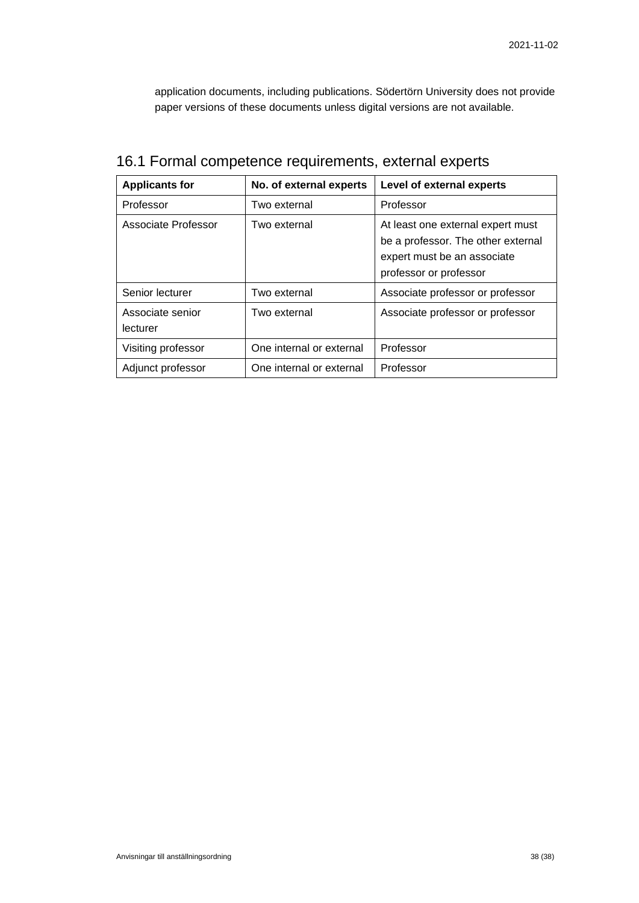application documents, including publications. Södertörn University does not provide paper versions of these documents unless digital versions are not available.

## 16.1 Formal competence requirements, external experts

| Applicants for | No. of external experts | Level of external experts |
|---|---|---|
| Professor | Two external | Professor |
| Associate Professor | Two external | At least one external expert must be a professor. The other external expert must be an associate professor or professor |
| Senior lecturer | Two external | Associate professor or professor |
| Associate senior lecturer | Two external | Associate professor or professor |
| Visiting professor | One internal or external | Professor |
| Adjunct professor | One internal or external | Professor |